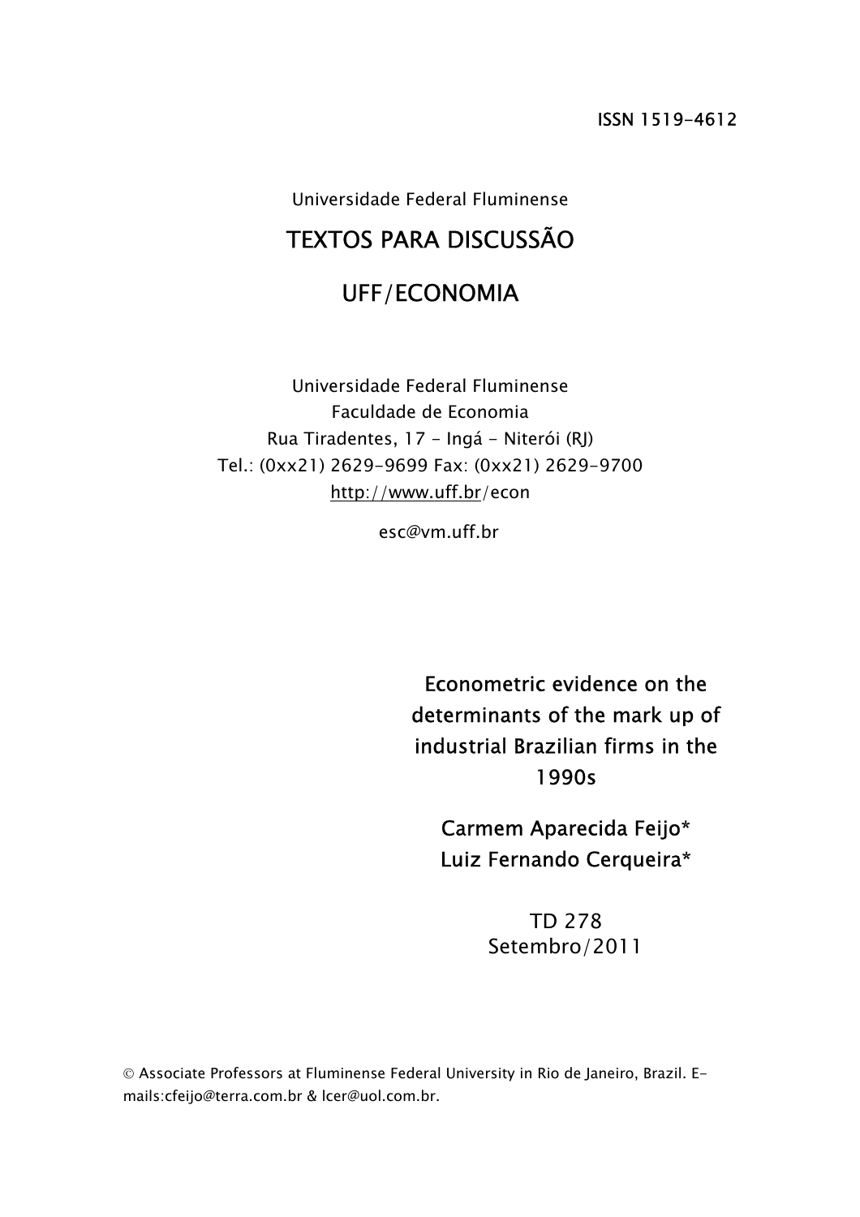ISSN 1519-4612

Universidade Federal Fluminense

# TEXTOS PARA DISCUSSÃO

# UFF/ECONOMIA

Universidade Federal Fluminense
Faculdade de Economia
Rua Tiradentes, 17 - Ingá - Niterói (RJ)
Tel.: (0xx21) 2629-9699 Fax: (0xx21) 2629-9700
http://www.uff.br/econ

esc@vm.uff.br

## Econometric evidence on the determinants of the mark up of industrial Brazilian firms in the 1990s

Carmem Aparecida Feijo*
Luiz Fernando Cerqueira*

TD 278
Setembro/2011

© Associate Professors at Fluminense Federal University in Rio de Janeiro, Brazil. E-mails:cfeijo@terra.com.br & lcer@uol.com.br.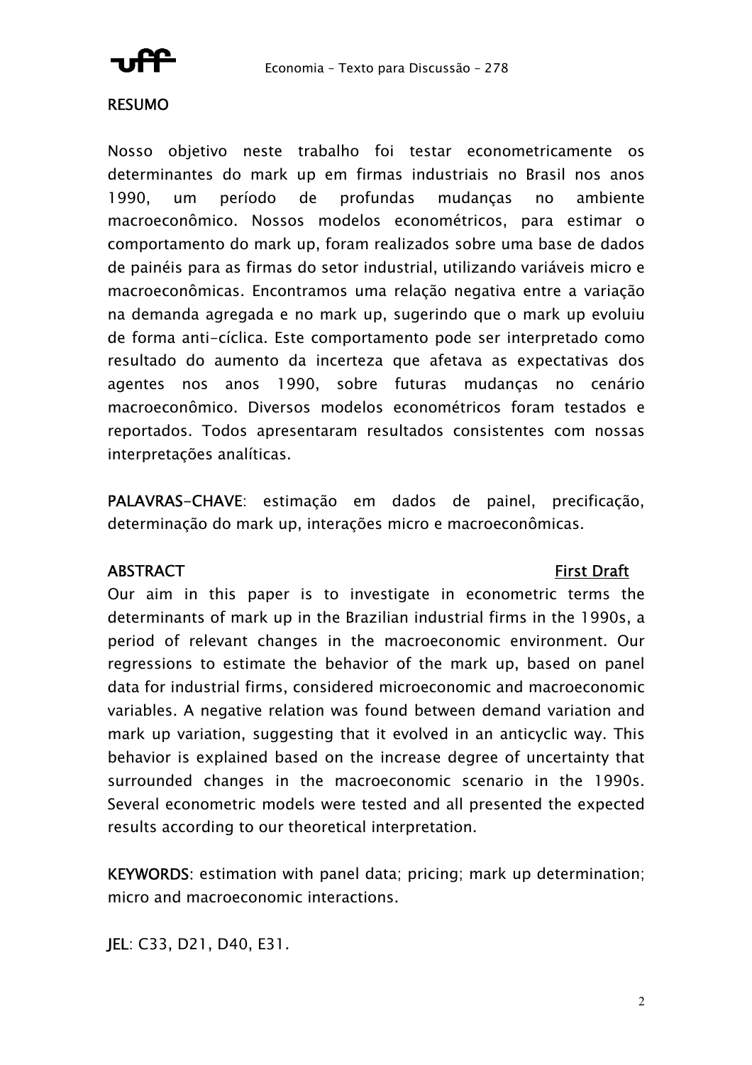## RESUMO

Nosso objetivo neste trabalho foi testar econometricamente os determinantes do mark up em firmas industriais no Brasil nos anos 1990, um período de profundas mudanças no ambiente macroeconômico. Nossos modelos econométricos, para estimar o comportamento do mark up, foram realizados sobre uma base de dados de painéis para as firmas do setor industrial, utilizando variáveis micro e macroeconômicas. Encontramos uma relação negativa entre a variação na demanda agregada e no mark up, sugerindo que o mark up evoluiu de forma anti-cíclica. Este comportamento pode ser interpretado como resultado do aumento da incerteza que afetava as expectativas dos agentes nos anos 1990, sobre futuras mudanças no cenário macroeconômico. Diversos modelos econométricos foram testados e reportados. Todos apresentaram resultados consistentes com nossas interpretações analíticas.

**PALAVRAS-CHAVE**: estimação em dados de painel, precificação, determinação do mark up, interações micro e macroeconômicas.

## ABSTRACT

<u>First Draft</u>

Our aim in this paper is to investigate in econometric terms the determinants of mark up in the Brazilian industrial firms in the 1990s, a period of relevant changes in the macroeconomic environment. Our regressions to estimate the behavior of the mark up, based on panel data for industrial firms, considered microeconomic and macroeconomic variables. A negative relation was found between demand variation and mark up variation, suggesting that it evolved in an anticyclic way. This behavior is explained based on the increase degree of uncertainty that surrounded changes in the macroeconomic scenario in the 1990s. Several econometric models were tested and all presented the expected results according to our theoretical interpretation.

**KEYWORDS**: estimation with panel data; pricing; mark up determination; micro and macroeconomic interactions.

**JEL**: C33, D21, D40, E31.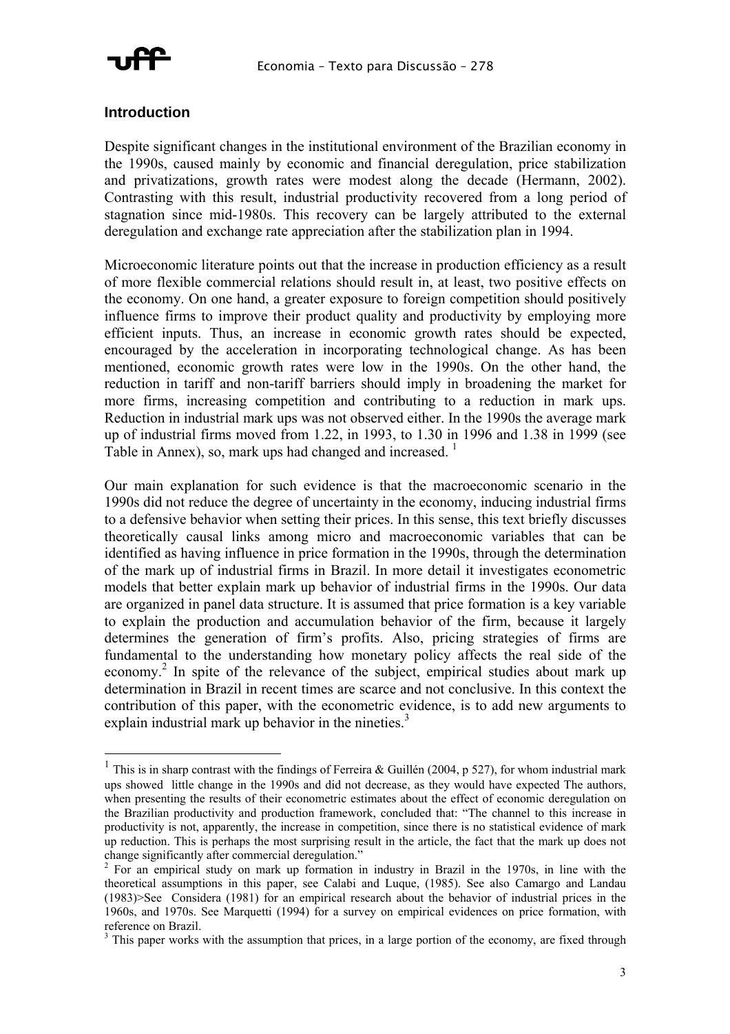## Introduction

Despite significant changes in the institutional environment of the Brazilian economy in the 1990s, caused mainly by economic and financial deregulation, price stabilization and privatizations, growth rates were modest along the decade (Hermann, 2002). Contrasting with this result, industrial productivity recovered from a long period of stagnation since mid-1980s. This recovery can be largely attributed to the external deregulation and exchange rate appreciation after the stabilization plan in 1994.

Microeconomic literature points out that the increase in production efficiency as a result of more flexible commercial relations should result in, at least, two positive effects on the economy. On one hand, a greater exposure to foreign competition should positively influence firms to improve their product quality and productivity by employing more efficient inputs. Thus, an increase in economic growth rates should be expected, encouraged by the acceleration in incorporating technological change. As has been mentioned, economic growth rates were low in the 1990s. On the other hand, the reduction in tariff and non-tariff barriers should imply in broadening the market for more firms, increasing competition and contributing to a reduction in mark ups. Reduction in industrial mark ups was not observed either. In the 1990s the average mark up of industrial firms moved from 1.22, in 1993, to 1.30 in 1996 and 1.38 in 1999 (see Table in Annex), so, mark ups had changed and increased. [1]

Our main explanation for such evidence is that the macroeconomic scenario in the 1990s did not reduce the degree of uncertainty in the economy, inducing industrial firms to a defensive behavior when setting their prices. In this sense, this text briefly discusses theoretically causal links among micro and macroeconomic variables that can be identified as having influence in price formation in the 1990s, through the determination of the mark up of industrial firms in Brazil. In more detail it investigates econometric models that better explain mark up behavior of industrial firms in the 1990s. Our data are organized in panel data structure. It is assumed that price formation is a key variable to explain the production and accumulation behavior of the firm, because it largely determines the generation of firm's profits. Also, pricing strategies of firms are fundamental to the understanding how monetary policy affects the real side of the economy.[2] In spite of the relevance of the subject, empirical studies about mark up determination in Brazil in recent times are scarce and not conclusive. In this context the contribution of this paper, with the econometric evidence, is to add new arguments to explain industrial mark up behavior in the nineties.[3]

---

[1] This is in sharp contrast with the findings of Ferreira & Guillén (2004, p 527), for whom industrial mark ups showed little change in the 1990s and did not decrease, as they would have expected The authors, when presenting the results of their econometric estimates about the effect of economic deregulation on the Brazilian productivity and production framework, concluded that: "The channel to this increase in productivity is not, apparently, the increase in competition, since there is no statistical evidence of mark up reduction. This is perhaps the most surprising result in the article, the fact that the mark up does not change significantly after commercial deregulation."

[2] For an empirical study on mark up formation in industry in Brazil in the 1970s, in line with the theoretical assumptions in this paper, see Calabi and Luque, (1985). See also Camargo and Landau (1983)>See Considera (1981) for an empirical research about the behavior of industrial prices in the 1960s, and 1970s. See Marquetti (1994) for a survey on empirical evidences on price formation, with reference on Brazil.

[3] This paper works with the assumption that prices, in a large portion of the economy, are fixed through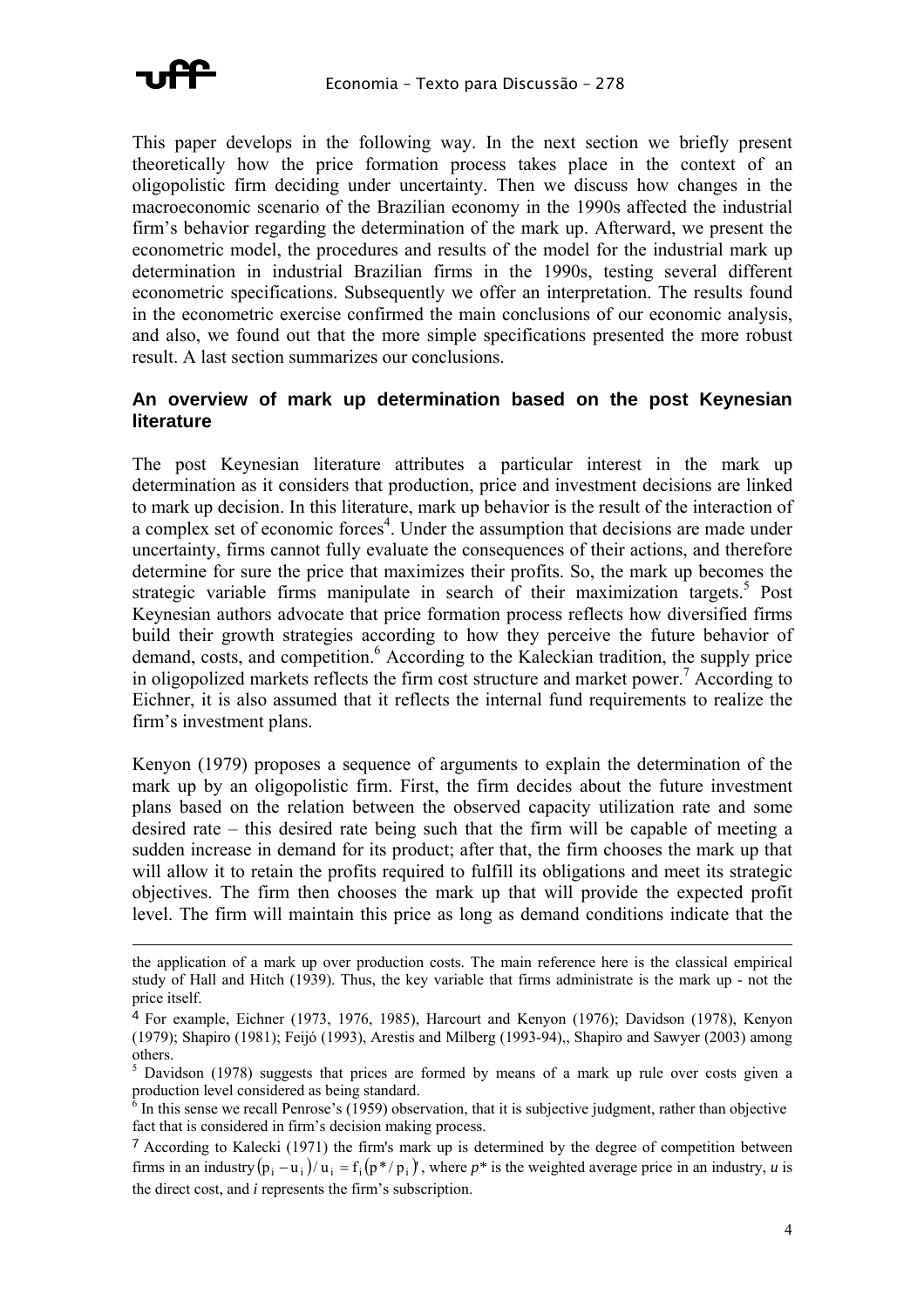This paper develops in the following way. In the next section we briefly present theoretically how the price formation process takes place in the context of an oligopolistic firm deciding under uncertainty. Then we discuss how changes in the macroeconomic scenario of the Brazilian economy in the 1990s affected the industrial firm's behavior regarding the determination of the mark up. Afterward, we present the econometric model, the procedures and results of the model for the industrial mark up determination in industrial Brazilian firms in the 1990s, testing several different econometric specifications. Subsequently we offer an interpretation. The results found in the econometric exercise confirmed the main conclusions of our economic analysis, and also, we found out that the more simple specifications presented the more robust result. A last section summarizes our conclusions.

## An overview of mark up determination based on the post Keynesian literature

The post Keynesian literature attributes a particular interest in the mark up determination as it considers that production, price and investment decisions are linked to mark up decision. In this literature, mark up behavior is the result of the interaction of a complex set of economic forces[4]. Under the assumption that decisions are made under uncertainty, firms cannot fully evaluate the consequences of their actions, and therefore determine for sure the price that maximizes their profits. So, the mark up becomes the strategic variable firms manipulate in search of their maximization targets.[5] Post Keynesian authors advocate that price formation process reflects how diversified firms build their growth strategies according to how they perceive the future behavior of demand, costs, and competition.[6] According to the Kaleckian tradition, the supply price in oligopolized markets reflects the firm cost structure and market power.[7] According to Eichner, it is also assumed that it reflects the internal fund requirements to realize the firm's investment plans.

Kenyon (1979) proposes a sequence of arguments to explain the determination of the mark up by an oligopolistic firm. First, the firm decides about the future investment plans based on the relation between the observed capacity utilization rate and some desired rate – this desired rate being such that the firm will be capable of meeting a sudden increase in demand for its product; after that, the firm chooses the mark up that will allow it to retain the profits required to fulfill its obligations and meet its strategic objectives. The firm then chooses the mark up that will provide the expected profit level. The firm will maintain this price as long as demand conditions indicate that the

---

the application of a mark up over production costs. The main reference here is the classical empirical study of Hall and Hitch (1939). Thus, the key variable that firms administrate is the mark up - not the price itself.

[4] For example, Eichner (1973, 1976, 1985), Harcourt and Kenyon (1976); Davidson (1978), Kenyon (1979); Shapiro (1981); Feijó (1993), Arestis and Milberg (1993-94),, Shapiro and Sawyer (2003) among others.

[5] Davidson (1978) suggests that prices are formed by means of a mark up rule over costs given a production level considered as being standard.

[6] In this sense we recall Penrose's (1959) observation, that it is subjective judgment, rather than objective fact that is considered in firm's decision making process.

[7] According to Kalecki (1971) the firm's mark up is determined by the degree of competition between firms in an industry $(p_i - u_i)/u_i = f_i(p^*/p_i)$, where $p^*$ is the weighted average price in an industry, $u$ is the direct cost, and $i$ represents the firm's subscription.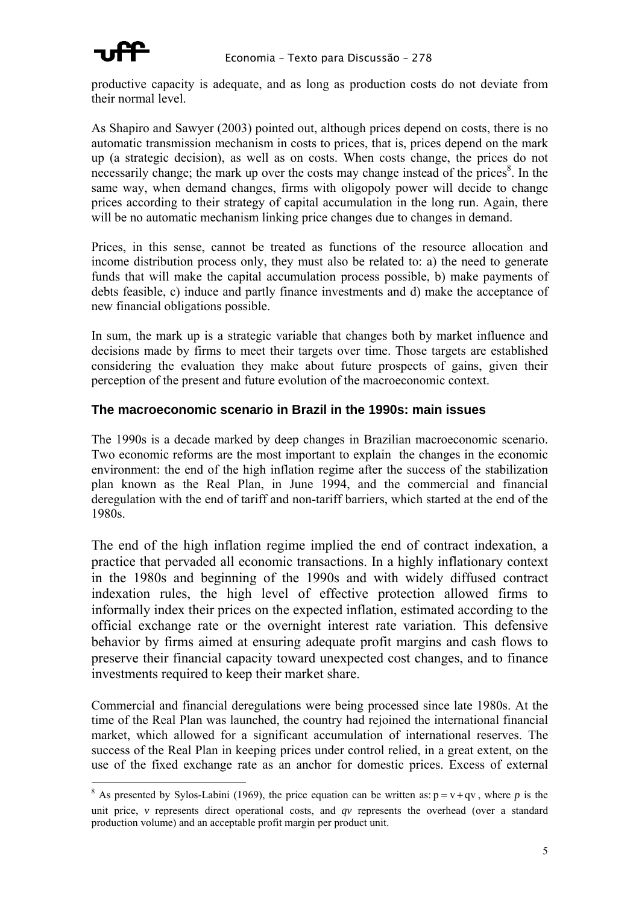productive capacity is adequate, and as long as production costs do not deviate from their normal level.

As Shapiro and Sawyer (2003) pointed out, although prices depend on costs, there is no automatic transmission mechanism in costs to prices, that is, prices depend on the mark up (a strategic decision), as well as on costs. When costs change, the prices do not necessarily change; the mark up over the costs may change instead of the prices[8]. In the same way, when demand changes, firms with oligopoly power will decide to change prices according to their strategy of capital accumulation in the long run. Again, there will be no automatic mechanism linking price changes due to changes in demand.

Prices, in this sense, cannot be treated as functions of the resource allocation and income distribution process only, they must also be related to: a) the need to generate funds that will make the capital accumulation process possible, b) make payments of debts feasible, c) induce and partly finance investments and d) make the acceptance of new financial obligations possible.

In sum, the mark up is a strategic variable that changes both by market influence and decisions made by firms to meet their targets over time. Those targets are established considering the evaluation they make about future prospects of gains, given their perception of the present and future evolution of the macroeconomic context.

### The macroeconomic scenario in Brazil in the 1990s: main issues

The 1990s is a decade marked by deep changes in Brazilian macroeconomic scenario. Two economic reforms are the most important to explain the changes in the economic environment: the end of the high inflation regime after the success of the stabilization plan known as the Real Plan, in June 1994, and the commercial and financial deregulation with the end of tariff and non-tariff barriers, which started at the end of the 1980s.

The end of the high inflation regime implied the end of contract indexation, a practice that pervaded all economic transactions. In a highly inflationary context in the 1980s and beginning of the 1990s and with widely diffused contract indexation rules, the high level of effective protection allowed firms to informally index their prices on the expected inflation, estimated according to the official exchange rate or the overnight interest rate variation. This defensive behavior by firms aimed at ensuring adequate profit margins and cash flows to preserve their financial capacity toward unexpected cost changes, and to finance investments required to keep their market share.

Commercial and financial deregulations were being processed since late 1980s. At the time of the Real Plan was launched, the country had rejoined the international financial market, which allowed for a significant accumulation of international reserves. The success of the Real Plan in keeping prices under control relied, in a great extent, on the use of the fixed exchange rate as an anchor for domestic prices. Excess of external

---

[8] As presented by Sylos-Labini (1969), the price equation can be written as: $p = v + qv$, where $p$ is the unit price, $v$ represents direct operational costs, and $qv$ represents the overhead (over a standard production volume) and an acceptable profit margin per product unit.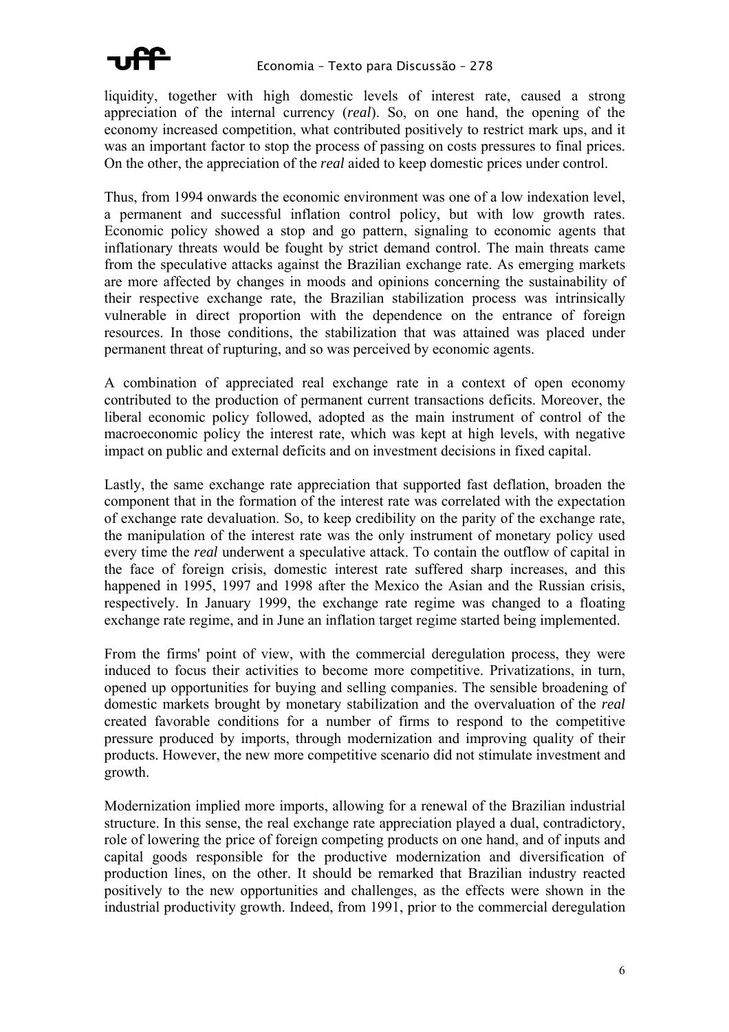liquidity, together with high domestic levels of interest rate, caused a strong appreciation of the internal currency (*real*). So, on one hand, the opening of the economy increased competition, what contributed positively to restrict mark ups, and it was an important factor to stop the process of passing on costs pressures to final prices. On the other, the appreciation of the *real* aided to keep domestic prices under control.

Thus, from 1994 onwards the economic environment was one of a low indexation level, a permanent and successful inflation control policy, but with low growth rates. Economic policy showed a stop and go pattern, signaling to economic agents that inflationary threats would be fought by strict demand control. The main threats came from the speculative attacks against the Brazilian exchange rate. As emerging markets are more affected by changes in moods and opinions concerning the sustainability of their respective exchange rate, the Brazilian stabilization process was intrinsically vulnerable in direct proportion with the dependence on the entrance of foreign resources. In those conditions, the stabilization that was attained was placed under permanent threat of rupturing, and so was perceived by economic agents.

A combination of appreciated real exchange rate in a context of open economy contributed to the production of permanent current transactions deficits. Moreover, the liberal economic policy followed, adopted as the main instrument of control of the macroeconomic policy the interest rate, which was kept at high levels, with negative impact on public and external deficits and on investment decisions in fixed capital.

Lastly, the same exchange rate appreciation that supported fast deflation, broaden the component that in the formation of the interest rate was correlated with the expectation of exchange rate devaluation. So, to keep credibility on the parity of the exchange rate, the manipulation of the interest rate was the only instrument of monetary policy used every time the *real* underwent a speculative attack. To contain the outflow of capital in the face of foreign crisis, domestic interest rate suffered sharp increases, and this happened in 1995, 1997 and 1998 after the Mexico the Asian and the Russian crisis, respectively. In January 1999, the exchange rate regime was changed to a floating exchange rate regime, and in June an inflation target regime started being implemented.

From the firms' point of view, with the commercial deregulation process, they were induced to focus their activities to become more competitive. Privatizations, in turn, opened up opportunities for buying and selling companies. The sensible broadening of domestic markets brought by monetary stabilization and the overvaluation of the *real* created favorable conditions for a number of firms to respond to the competitive pressure produced by imports, through modernization and improving quality of their products. However, the new more competitive scenario did not stimulate investment and growth.

Modernization implied more imports, allowing for a renewal of the Brazilian industrial structure. In this sense, the real exchange rate appreciation played a dual, contradictory, role of lowering the price of foreign competing products on one hand, and of inputs and capital goods responsible for the productive modernization and diversification of production lines, on the other. It should be remarked that Brazilian industry reacted positively to the new opportunities and challenges, as the effects were shown in the industrial productivity growth. Indeed, from 1991, prior to the commercial deregulation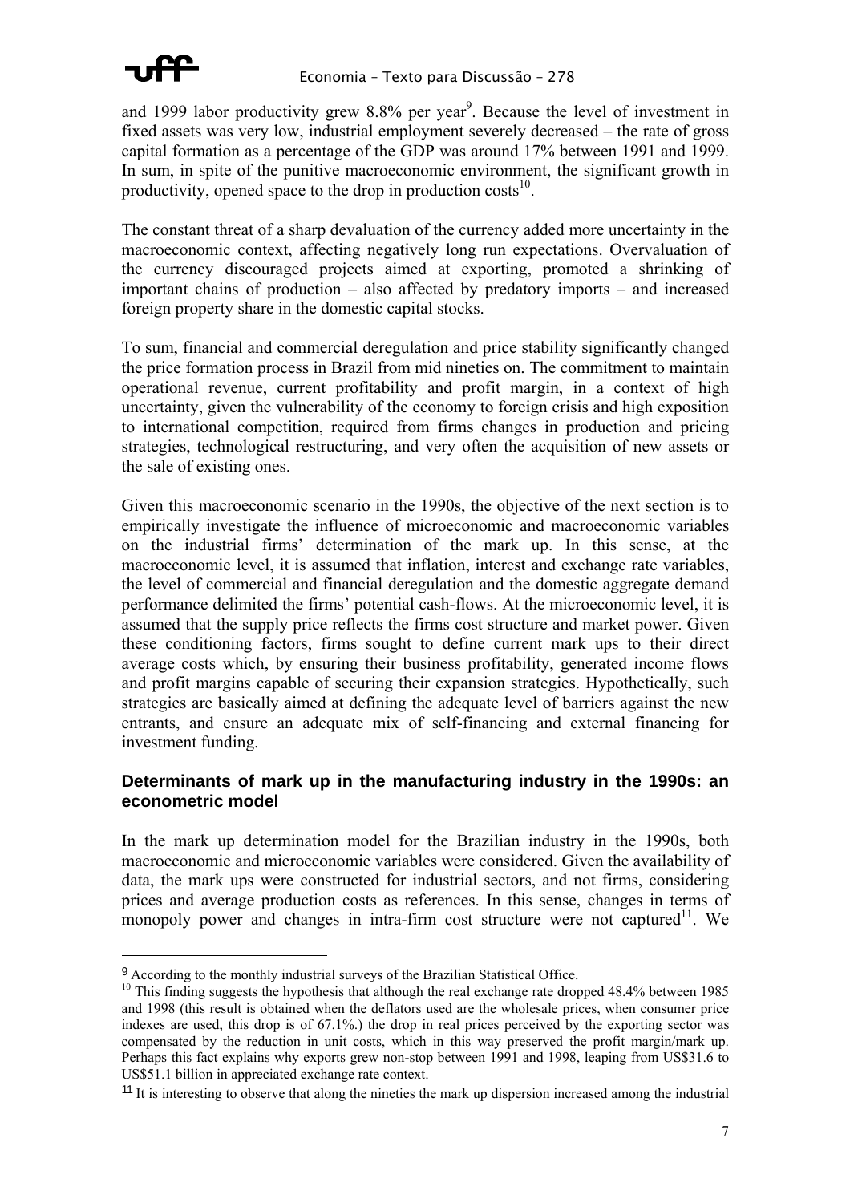and 1999 labor productivity grew 8.8% per year[9]. Because the level of investment in fixed assets was very low, industrial employment severely decreased – the rate of gross capital formation as a percentage of the GDP was around 17% between 1991 and 1999. In sum, in spite of the punitive macroeconomic environment, the significant growth in productivity, opened space to the drop in production costs[10].

The constant threat of a sharp devaluation of the currency added more uncertainty in the macroeconomic context, affecting negatively long run expectations. Overvaluation of the currency discouraged projects aimed at exporting, promoted a shrinking of important chains of production – also affected by predatory imports – and increased foreign property share in the domestic capital stocks.

To sum, financial and commercial deregulation and price stability significantly changed the price formation process in Brazil from mid nineties on. The commitment to maintain operational revenue, current profitability and profit margin, in a context of high uncertainty, given the vulnerability of the economy to foreign crisis and high exposition to international competition, required from firms changes in production and pricing strategies, technological restructuring, and very often the acquisition of new assets or the sale of existing ones.

Given this macroeconomic scenario in the 1990s, the objective of the next section is to empirically investigate the influence of microeconomic and macroeconomic variables on the industrial firms' determination of the mark up. In this sense, at the macroeconomic level, it is assumed that inflation, interest and exchange rate variables, the level of commercial and financial deregulation and the domestic aggregate demand performance delimited the firms' potential cash-flows. At the microeconomic level, it is assumed that the supply price reflects the firms cost structure and market power. Given these conditioning factors, firms sought to define current mark ups to their direct average costs which, by ensuring their business profitability, generated income flows and profit margins capable of securing their expansion strategies. Hypothetically, such strategies are basically aimed at defining the adequate level of barriers against the new entrants, and ensure an adequate mix of self-financing and external financing for investment funding.

## Determinants of mark up in the manufacturing industry in the 1990s: an econometric model

In the mark up determination model for the Brazilian industry in the 1990s, both macroeconomic and microeconomic variables were considered. Given the availability of data, the mark ups were constructed for industrial sectors, and not firms, considering prices and average production costs as references. In this sense, changes in terms of monopoly power and changes in intra-firm cost structure were not captured[11]. We

---

[9] According to the monthly industrial surveys of the Brazilian Statistical Office.

[10] This finding suggests the hypothesis that although the real exchange rate dropped 48.4% between 1985 and 1998 (this result is obtained when the deflators used are the wholesale prices, when consumer price indexes are used, this drop is of 67.1%.) the drop in real prices perceived by the exporting sector was compensated by the reduction in unit costs, which in this way preserved the profit margin/mark up. Perhaps this fact explains why exports grew non-stop between 1991 and 1998, leaping from US$31.6 to US$51.1 billion in appreciated exchange rate context.

[11] It is interesting to observe that along the nineties the mark up dispersion increased among the industrial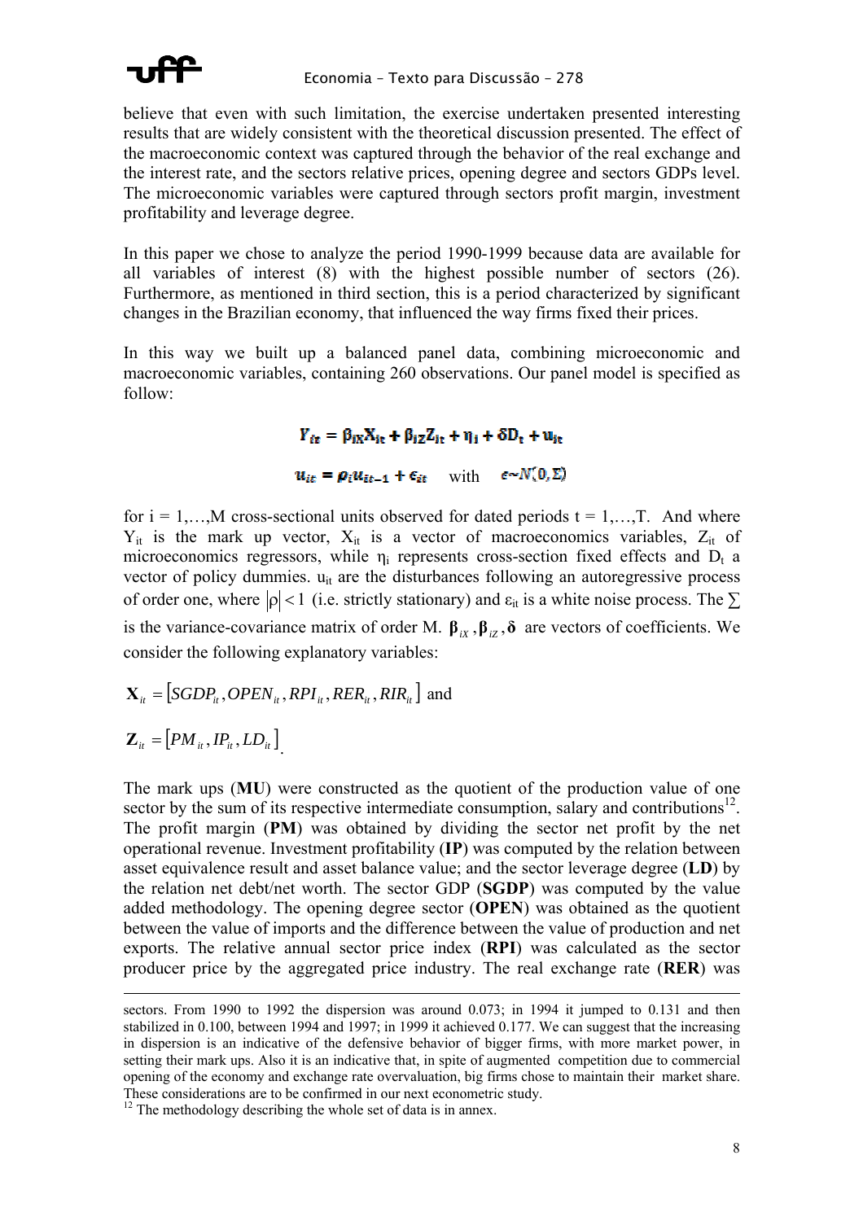believe that even with such limitation, the exercise undertaken presented interesting results that are widely consistent with the theoretical discussion presented. The effect of the macroeconomic context was captured through the behavior of the real exchange and the interest rate, and the sectors relative prices, opening degree and sectors GDPs level. The microeconomic variables were captured through sectors profit margin, investment profitability and leverage degree.

In this paper we chose to analyze the period 1990-1999 because data are available for all variables of interest (8) with the highest possible number of sectors (26). Furthermore, as mentioned in third section, this is a period characterized by significant changes in the Brazilian economy, that influenced the way firms fixed their prices.

In this way we built up a balanced panel data, combining microeconomic and macroeconomic variables, containing 260 observations. Our panel model is specified as follow:

$$Y_{it} = \beta_{iX}X_{it} + \beta_{iZ}Z_{it} + \eta_i + \delta D_t + u_{it}$$

$$u_{it} = \rho_i u_{it-1} + \epsilon_{it} \quad \text{with} \quad \epsilon \sim N(0, \Sigma)$$

for i = 1,…,M cross-sectional units observed for dated periods t = 1,…,T. And where $Y_{it}$ is the mark up vector, $X_{it}$ is a vector of macroeconomics variables, $Z_{it}$ of microeconomics regressors, while $\eta_i$ represents cross-section fixed effects and $D_t$ a vector of policy dummies. $u_{it}$ are the disturbances following an autoregressive process of order one, where $|\rho| < 1$ (i.e. strictly stationary) and $\varepsilon_{it}$ is a white noise process. The $\sum$ is the variance-covariance matrix of order M. $\boldsymbol{\beta}_{iX}, \boldsymbol{\beta}_{iZ}, \boldsymbol{\delta}$ are vectors of coefficients. We consider the following explanatory variables:

$\mathbf{X}_{it} = [SGDP_{it}, OPEN_{it}, RPI_{it}, RER_{it}, RIR_{it}]$ and

$\mathbf{Z}_{it} = [PM_{it}, IP_{it}, LD_{it}]$.

The mark ups (**MU**) were constructed as the quotient of the production value of one sector by the sum of its respective intermediate consumption, salary and contributions[12]. The profit margin (**PM**) was obtained by dividing the sector net profit by the net operational revenue. Investment profitability (**IP**) was computed by the relation between asset equivalence result and asset balance value; and the sector leverage degree (**LD**) by the relation net debt/net worth. The sector GDP (**SGDP**) was computed by the value added methodology. The opening degree sector (**OPEN**) was obtained as the quotient between the value of imports and the difference between the value of production and net exports. The relative annual sector price index (**RPI**) was calculated as the sector producer price by the aggregated price industry. The real exchange rate (**RER**) was

---

sectors. From 1990 to 1992 the dispersion was around 0.073; in 1994 it jumped to 0.131 and then stabilized in 0.100, between 1994 and 1997; in 1999 it achieved 0.177. We can suggest that the increasing in dispersion is an indicative of the defensive behavior of bigger firms, with more market power, in setting their mark ups. Also it is an indicative that, in spite of augmented competition due to commercial opening of the economy and exchange rate overvaluation, big firms chose to maintain their market share. These considerations are to be confirmed in our next econometric study.

[12] The methodology describing the whole set of data is in annex.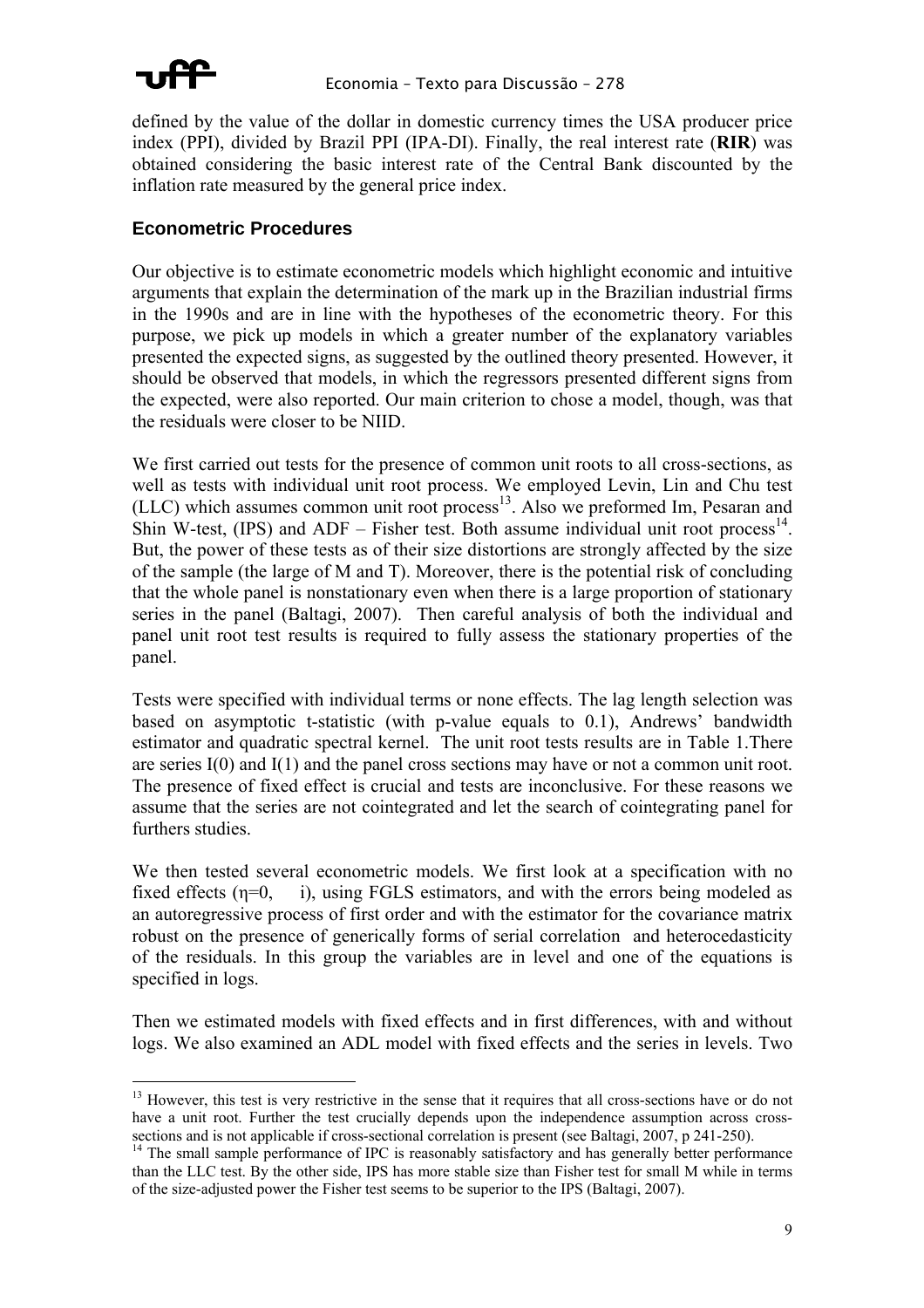defined by the value of the dollar in domestic currency times the USA producer price index (PPI), divided by Brazil PPI (IPA-DI). Finally, the real interest rate (**RIR**) was obtained considering the basic interest rate of the Central Bank discounted by the inflation rate measured by the general price index.

## Econometric Procedures

Our objective is to estimate econometric models which highlight economic and intuitive arguments that explain the determination of the mark up in the Brazilian industrial firms in the 1990s and are in line with the hypotheses of the econometric theory. For this purpose, we pick up models in which a greater number of the explanatory variables presented the expected signs, as suggested by the outlined theory presented. However, it should be observed that models, in which the regressors presented different signs from the expected, were also reported. Our main criterion to chose a model, though, was that the residuals were closer to be NIID.

We first carried out tests for the presence of common unit roots to all cross-sections, as well as tests with individual unit root process. We employed Levin, Lin and Chu test (LLC) which assumes common unit root process[13]. Also we preformed Im, Pesaran and Shin W-test, (IPS) and ADF – Fisher test. Both assume individual unit root process[14]. But, the power of these tests as of their size distortions are strongly affected by the size of the sample (the large of M and T). Moreover, there is the potential risk of concluding that the whole panel is nonstationary even when there is a large proportion of stationary series in the panel (Baltagi, 2007). Then careful analysis of both the individual and panel unit root test results is required to fully assess the stationary properties of the panel.

Tests were specified with individual terms or none effects. The lag length selection was based on asymptotic t-statistic (with p-value equals to 0.1), Andrews' bandwidth estimator and quadratic spectral kernel. The unit root tests results are in Table 1.There are series I(0) and I(1) and the panel cross sections may have or not a common unit root. The presence of fixed effect is crucial and tests are inconclusive. For these reasons we assume that the series are not cointegrated and let the search of cointegrating panel for furthers studies.

We then tested several econometric models. We first look at a specification with no fixed effects ($\eta=0$, $\forall$ i), using FGLS estimators, and with the errors being modeled as an autoregressive process of first order and with the estimator for the covariance matrix robust on the presence of generically forms of serial correlation and heterocedasticity of the residuals. In this group the variables are in level and one of the equations is specified in logs.

Then we estimated models with fixed effects and in first differences, with and without logs. We also examined an ADL model with fixed effects and the series in levels. Two

---

[13] However, this test is very restrictive in the sense that it requires that all cross-sections have or do not have a unit root. Further the test crucially depends upon the independence assumption across cross-sections and is not applicable if cross-sectional correlation is present (see Baltagi, 2007, p 241-250).

[14] The small sample performance of IPC is reasonably satisfactory and has generally better performance than the LLC test. By the other side, IPS has more stable size than Fisher test for small M while in terms of the size-adjusted power the Fisher test seems to be superior to the IPS (Baltagi, 2007).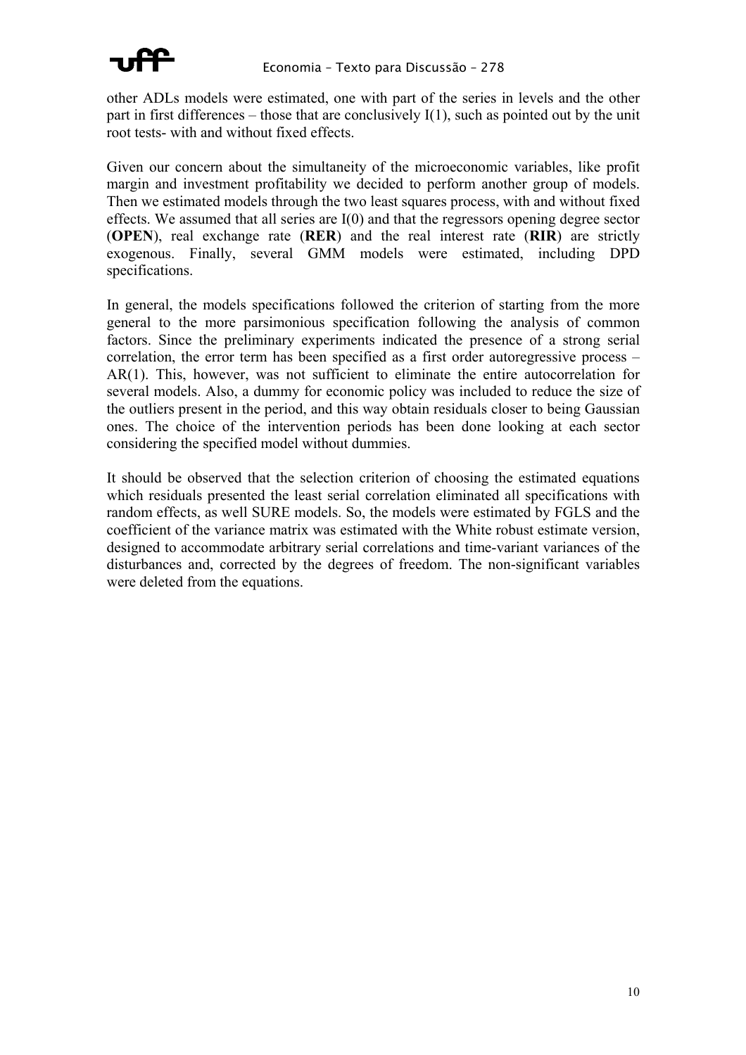other ADLs models were estimated, one with part of the series in levels and the other part in first differences – those that are conclusively I(1), such as pointed out by the unit root tests- with and without fixed effects.

Given our concern about the simultaneity of the microeconomic variables, like profit margin and investment profitability we decided to perform another group of models. Then we estimated models through the two least squares process, with and without fixed effects. We assumed that all series are I(0) and that the regressors opening degree sector (**OPEN**), real exchange rate (**RER**) and the real interest rate (**RIR**) are strictly exogenous. Finally, several GMM models were estimated, including DPD specifications.

In general, the models specifications followed the criterion of starting from the more general to the more parsimonious specification following the analysis of common factors. Since the preliminary experiments indicated the presence of a strong serial correlation, the error term has been specified as a first order autoregressive process – AR(1). This, however, was not sufficient to eliminate the entire autocorrelation for several models. Also, a dummy for economic policy was included to reduce the size of the outliers present in the period, and this way obtain residuals closer to being Gaussian ones. The choice of the intervention periods has been done looking at each sector considering the specified model without dummies.

It should be observed that the selection criterion of choosing the estimated equations which residuals presented the least serial correlation eliminated all specifications with random effects, as well SURE models. So, the models were estimated by FGLS and the coefficient of the variance matrix was estimated with the White robust estimate version, designed to accommodate arbitrary serial correlations and time-variant variances of the disturbances and, corrected by the degrees of freedom. The non-significant variables were deleted from the equations.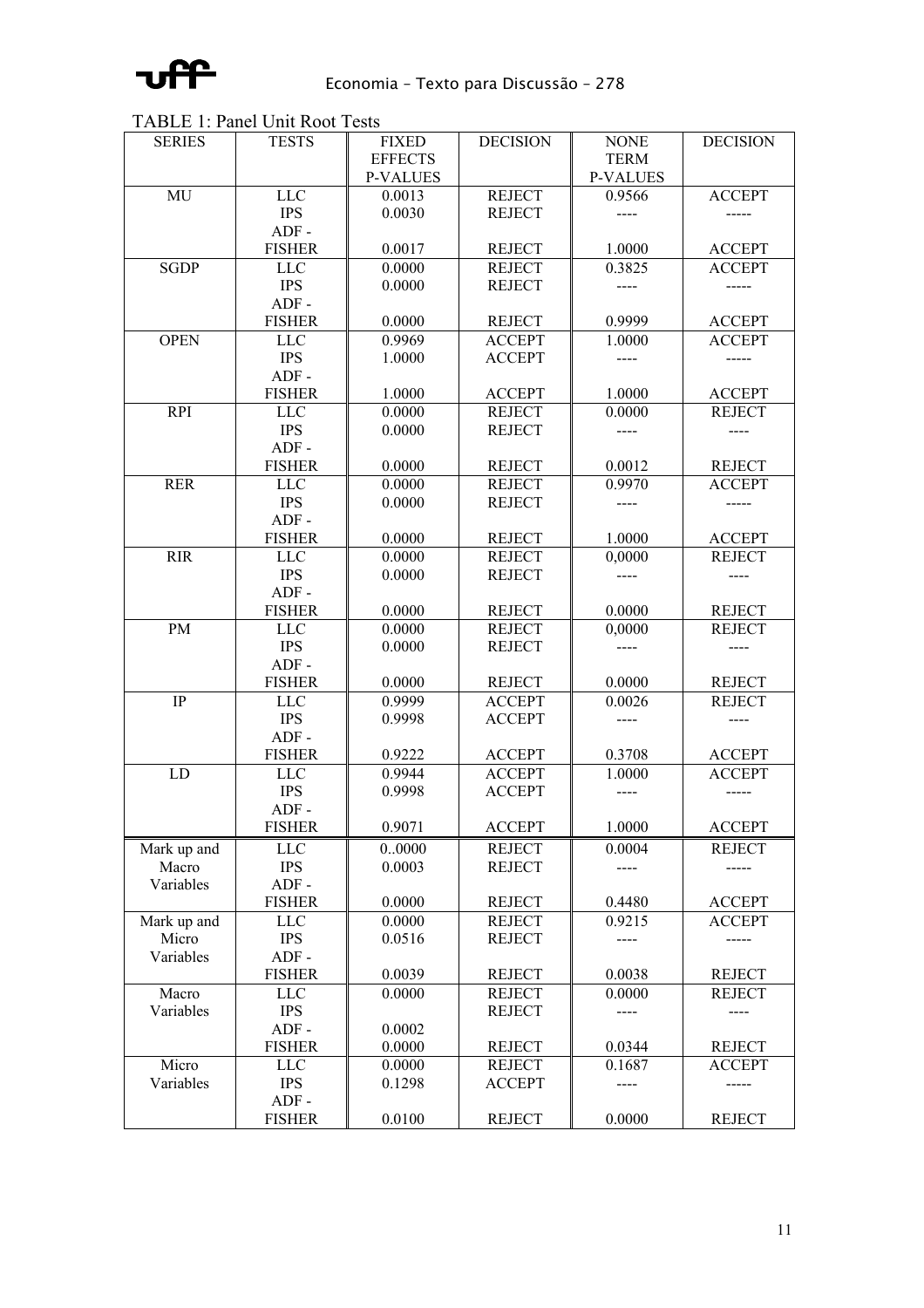TABLE 1: Panel Unit Root Tests

| SERIES | TESTS | FIXED EFFECTS P-VALUES | DECISION | NONE TERM P-VALUES | DECISION |
|---|---|---|---|---|---|
| MU | LLC | 0.0013 | REJECT | 0.9566 | ACCEPT |
| | IPS | 0.0030 | REJECT | ---- | ----- |
| | ADF - FISHER | 0.0017 | REJECT | 1.0000 | ACCEPT |
| SGDP | LLC | 0.0000 | REJECT | 0.3825 | ACCEPT |
| | IPS | 0.0000 | REJECT | ---- | ----- |
| | ADF - FISHER | 0.0000 | REJECT | 0.9999 | ACCEPT |
| OPEN | LLC | 0.9969 | ACCEPT | 1.0000 | ACCEPT |
| | IPS | 1.0000 | ACCEPT | ---- | ----- |
| | ADF - FISHER | 1.0000 | ACCEPT | 1.0000 | ACCEPT |
| RPI | LLC | 0.0000 | REJECT | 0.0000 | REJECT |
| | IPS | 0.0000 | REJECT | ---- | ---- |
| | ADF - FISHER | 0.0000 | REJECT | 0.0012 | REJECT |
| RER | LLC | 0.0000 | REJECT | 0.9970 | ACCEPT |
| | IPS | 0.0000 | REJECT | ---- | ----- |
| | ADF - FISHER | 0.0000 | REJECT | 1.0000 | ACCEPT |
| RIR | LLC | 0.0000 | REJECT | 0,0000 | REJECT |
| | IPS | 0.0000 | REJECT | ---- | ---- |
| | ADF - FISHER | 0.0000 | REJECT | 0.0000 | REJECT |
| PM | LLC | 0.0000 | REJECT | 0,0000 | REJECT |
| | IPS | 0.0000 | REJECT | ---- | ---- |
| | ADF - FISHER | 0.0000 | REJECT | 0.0000 | REJECT |
| IP | LLC | 0.9999 | ACCEPT | 0.0026 | REJECT |
| | IPS | 0.9998 | ACCEPT | ---- | ---- |
| | ADF - FISHER | 0.9222 | ACCEPT | 0.3708 | ACCEPT |
| LD | LLC | 0.9944 | ACCEPT | 1.0000 | ACCEPT |
| | IPS | 0.9998 | ACCEPT | ---- | ----- |
| | ADF - FISHER | 0.9071 | ACCEPT | 1.0000 | ACCEPT |
| Mark up and Macro Variables | LLC | 0..0000 | REJECT | 0.0004 | REJECT |
| | IPS | 0.0003 | REJECT | ---- | ----- |
| | ADF - FISHER | 0.0000 | REJECT | 0.4480 | ACCEPT |
| Mark up and Micro Variables | LLC | 0.0000 | REJECT | 0.9215 | ACCEPT |
| | IPS | 0.0516 | REJECT | ---- | ----- |
| | ADF - FISHER | 0.0039 | REJECT | 0.0038 | REJECT |
| Macro Variables | LLC | 0.0000 | REJECT | 0.0000 | REJECT |
| | IPS | 0.0002 | REJECT | ---- | ---- |
| | ADF - FISHER | 0.0000 | REJECT | 0.0344 | REJECT |
| Micro Variables | LLC | 0.0000 | REJECT | 0.1687 | ACCEPT |
| | IPS | 0.1298 | ACCEPT | ---- | ----- |
| | ADF - FISHER | 0.0100 | REJECT | 0.0000 | REJECT |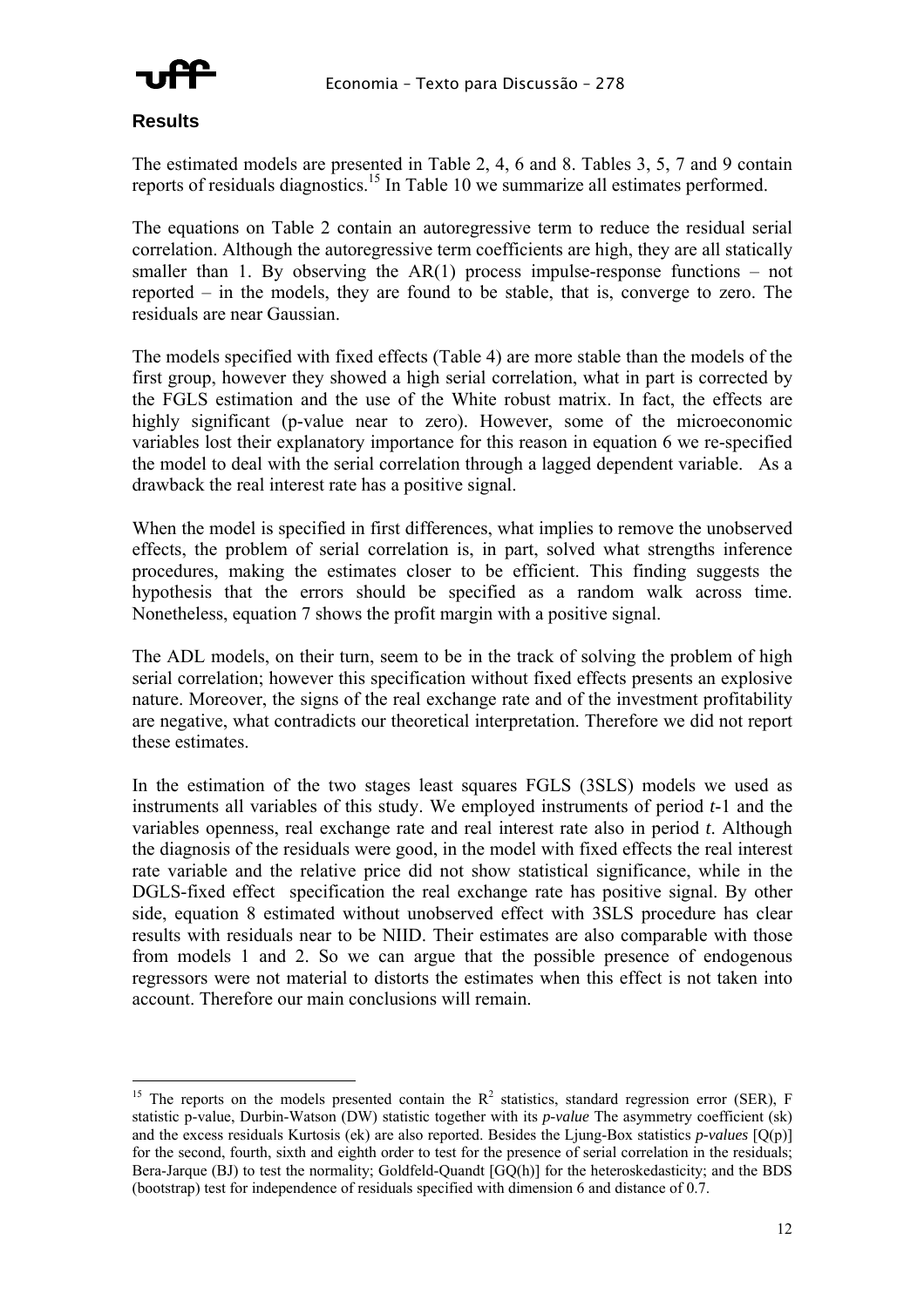## Results

The estimated models are presented in Table 2, 4, 6 and 8. Tables 3, 5, 7 and 9 contain reports of residuals diagnostics.[15] In Table 10 we summarize all estimates performed.

The equations on Table 2 contain an autoregressive term to reduce the residual serial correlation. Although the autoregressive term coefficients are high, they are all statically smaller than 1. By observing the AR(1) process impulse-response functions – not reported – in the models, they are found to be stable, that is, converge to zero. The residuals are near Gaussian.

The models specified with fixed effects (Table 4) are more stable than the models of the first group, however they showed a high serial correlation, what in part is corrected by the FGLS estimation and the use of the White robust matrix. In fact, the effects are highly significant (p-value near to zero). However, some of the microeconomic variables lost their explanatory importance for this reason in equation 6 we re-specified the model to deal with the serial correlation through a lagged dependent variable. As a drawback the real interest rate has a positive signal.

When the model is specified in first differences, what implies to remove the unobserved effects, the problem of serial correlation is, in part, solved what strengths inference procedures, making the estimates closer to be efficient. This finding suggests the hypothesis that the errors should be specified as a random walk across time. Nonetheless, equation 7 shows the profit margin with a positive signal.

The ADL models, on their turn, seem to be in the track of solving the problem of high serial correlation; however this specification without fixed effects presents an explosive nature. Moreover, the signs of the real exchange rate and of the investment profitability are negative, what contradicts our theoretical interpretation. Therefore we did not report these estimates.

In the estimation of the two stages least squares FGLS (3SLS) models we used as instruments all variables of this study. We employed instruments of period *t*-1 and the variables openness, real exchange rate and real interest rate also in period *t*. Although the diagnosis of the residuals were good, in the model with fixed effects the real interest rate variable and the relative price did not show statistical significance, while in the DGLS-fixed effect specification the real exchange rate has positive signal. By other side, equation 8 estimated without unobserved effect with 3SLS procedure has clear results with residuals near to be NIID. Their estimates are also comparable with those from models 1 and 2. So we can argue that the possible presence of endogenous regressors were not material to distorts the estimates when this effect is not taken into account. Therefore our main conclusions will remain.

---

[15] The reports on the models presented contain the $R^2$ statistics, standard regression error (SER), F statistic p-value, Durbin-Watson (DW) statistic together with its *p-value* The asymmetry coefficient (sk) and the excess residuals Kurtosis (ek) are also reported. Besides the Ljung-Box statistics *p-values* [Q(p)] for the second, fourth, sixth and eighth order to test for the presence of serial correlation in the residuals; Bera-Jarque (BJ) to test the normality; Goldfeld-Quandt [GQ(h)] for the heteroskedasticity; and the BDS (bootstrap) test for independence of residuals specified with dimension 6 and distance of 0.7.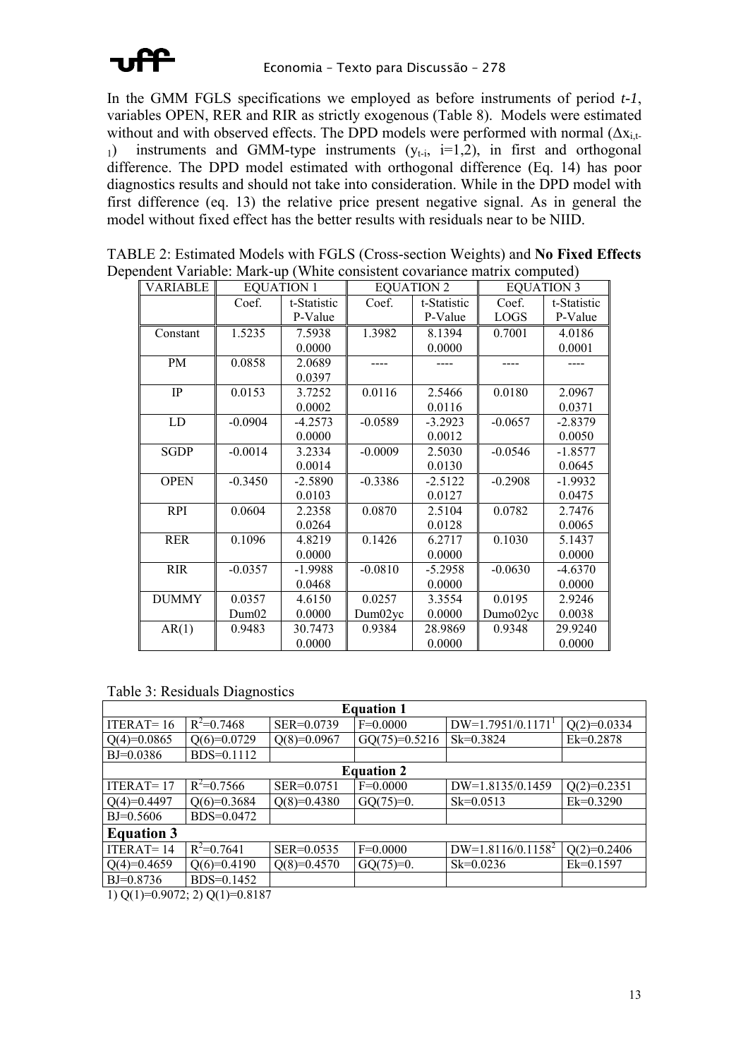In the GMM FGLS specifications we employed as before instruments of period *t-1*, variables OPEN, RER and RIR as strictly exogenous (Table 8). Models were estimated without and with observed effects. The DPD models were performed with normal ($\Delta x_{i,t-1}$) instruments and GMM-type instruments ($y_{t-i}$, i=1,2), in first and orthogonal difference. The DPD model estimated with orthogonal difference (Eq. 14) has poor diagnostics results and should not take into consideration. While in the DPD model with first difference (eq. 13) the relative price present negative signal. As in general the model without fixed effect has the better results with residuals near to be NIID.

TABLE 2: Estimated Models with FGLS (Cross-section Weights) and **No Fixed Effects** Dependent Variable: Mark-up (White consistent covariance matrix computed)

| VARIABLE | EQUATION 1 | | EQUATION 2 | | EQUATION 3 | |
|---|---|---|---|---|---|---|
| | Coef. | t-Statistic P-Value | Coef. | t-Statistic P-Value | Coef. LOGS | t-Statistic P-Value |
| Constant | 1.5235 | 7.5938 0.0000 | 1.3982 | 8.1394 0.0000 | 0.7001 | 4.0186 0.0001 |
| PM | 0.0858 | 2.0689 0.0397 | ---- | ---- | ---- | ---- |
| IP | 0.0153 | 3.7252 0.0002 | 0.0116 | 2.5466 0.0116 | 0.0180 | 2.0967 0.0371 |
| LD | -0.0904 | -4.2573 0.0000 | -0.0589 | -3.2923 0.0012 | -0.0657 | -2.8379 0.0050 |
| SGDP | -0.0014 | 3.2334 0.0014 | -0.0009 | 2.5030 0.0130 | -0.0546 | -1.8577 0.0645 |
| OPEN | -0.3450 | -2.5890 0.0103 | -0.3386 | -2.5122 0.0127 | -0.2908 | -1.9932 0.0475 |
| RPI | 0.0604 | 2.2358 0.0264 | 0.0870 | 2.5104 0.0128 | 0.0782 | 2.7476 0.0065 |
| RER | 0.1096 | 4.8219 0.0000 | 0.1426 | 6.2717 0.0000 | 0.1030 | 5.1437 0.0000 |
| RIR | -0.0357 | -1.9988 0.0468 | -0.0810 | -5.2958 0.0000 | -0.0630 | -4.6370 0.0000 |
| DUMMY | 0.0357 Dum02 | 4.6150 0.0000 | 0.0257 Dum02yc | 3.3554 0.0000 | 0.0195 Dumo02yc | 2.9246 0.0038 |
| AR(1) | 0.9483 | 30.7473 0.0000 | 0.9384 | 28.9869 0.0000 | 0.9348 | 29.9240 0.0000 |

Table 3: Residuals Diagnostics

| **Equation 1** | | | | | |
|---|---|---|---|---|---|
| ITERAT= 16 | $R^2$=0.7468 | SER=0.0739 | F=0.0000 | DW=1.7951/0.1171[1] | Q(2)=0.0334 |
| Q(4)=0.0865 | Q(6)=0.0729 | Q(8)=0.0967 | GQ(75)=0.5216 | Sk=0.3824 | Ek=0.2878 |
| BJ=0.0386 | BDS=0.1112 | | | | |
| **Equation 2** | | | | | |
| ITERAT= 17 | $R^2$=0.7566 | SER=0.0751 | F=0.0000 | DW=1.8135/0.1459 | Q(2)=0.2351 |
| Q(4)=0.4497 | Q(6)=0.3684 | Q(8)=0.4380 | GQ(75)=0. | Sk=0.0513 | Ek=0.3290 |
| BJ=0.5606 | BDS=0.0472 | | | | |
| **Equation 3** | | | | | |
| ITERAT= 14 | $R^2$=0.7641 | SER=0.0535 | F=0.0000 | DW=1.8116/0.1158[2] | Q(2)=0.2406 |
| Q(4)=0.4659 | Q(6)=0.4190 | Q(8)=0.4570 | GQ(75)=0. | Sk=0.0236 | Ek=0.1597 |
| BJ=0.8736 | BDS=0.1452 | | | | |

1) Q(1)=0.9072; 2) Q(1)=0.8187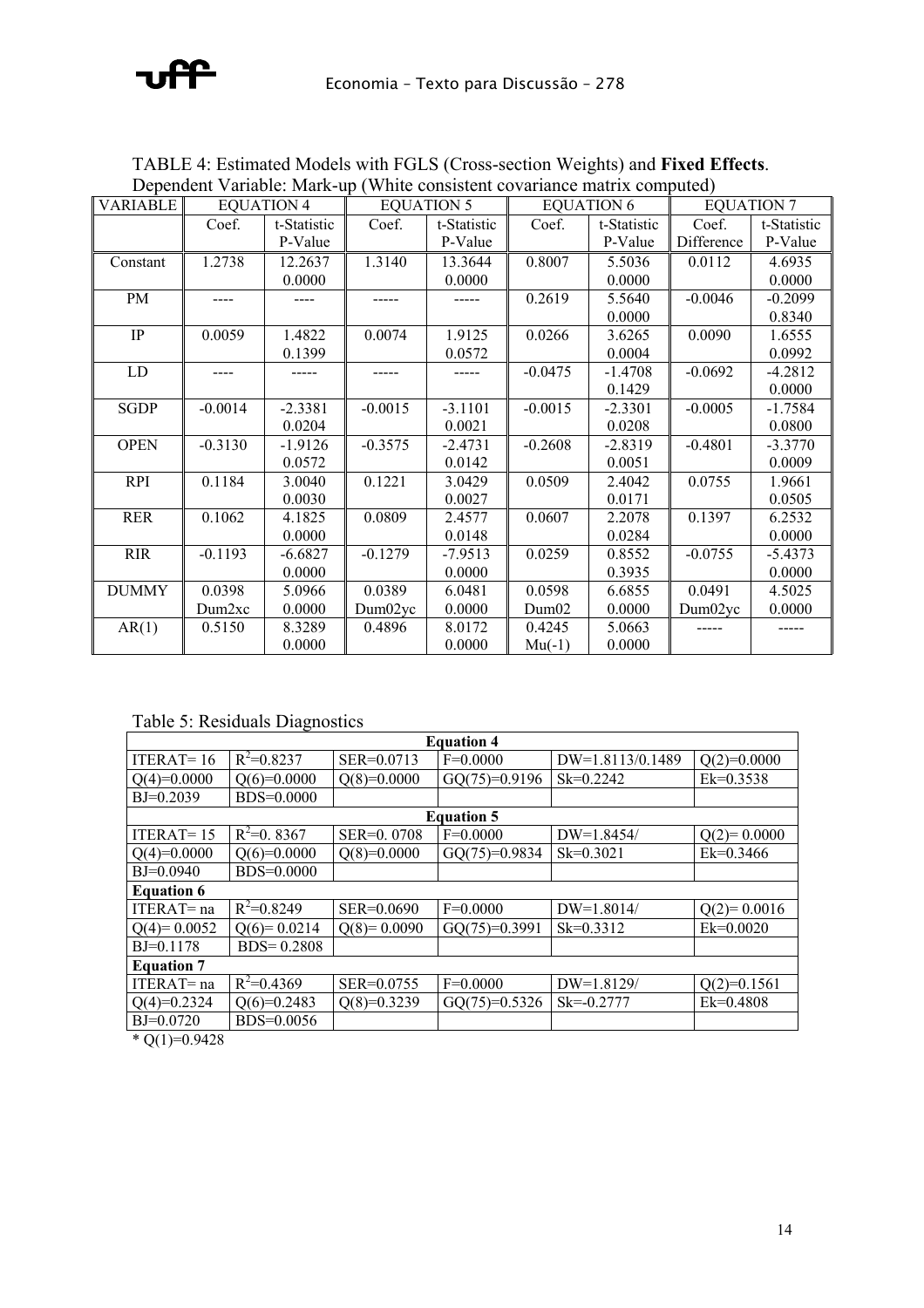TABLE 4: Estimated Models with FGLS (Cross-section Weights) and **Fixed Effects**. Dependent Variable: Mark-up (White consistent covariance matrix computed)

| VARIABLE | EQUATION 4 | | EQUATION 5 | | EQUATION 6 | | EQUATION 7 | |
|---|---|---|---|---|---|---|---|---|
| | Coef. | t-Statistic P-Value | Coef. | t-Statistic P-Value | Coef. | t-Statistic P-Value | Coef. Difference | t-Statistic P-Value |
| Constant | 1.2738 | 12.2637 0.0000 | 1.3140 | 13.3644 0.0000 | 0.8007 | 5.5036 0.0000 | 0.0112 | 4.6935 0.0000 |
| PM | ---- | ---- | ----- | ----- | 0.2619 | 5.5640 0.0000 | -0.0046 | -0.2099 0.8340 |
| IP | 0.0059 | 1.4822 0.1399 | 0.0074 | 1.9125 0.0572 | 0.0266 | 3.6265 0.0004 | 0.0090 | 1.6555 0.0992 |
| LD | ---- | ----- | ----- | ----- | -0.0475 | -1.4708 0.1429 | -0.0692 | -4.2812 0.0000 |
| SGDP | -0.0014 | -2.3381 0.0204 | -0.0015 | -3.1101 0.0021 | -0.0015 | -2.3301 0.0208 | -0.0005 | -1.7584 0.0800 |
| OPEN | -0.3130 | -1.9126 0.0572 | -0.3575 | -2.4731 0.0142 | -0.2608 | -2.8319 0.0051 | -0.4801 | -3.3770 0.0009 |
| RPI | 0.1184 | 3.0040 0.0030 | 0.1221 | 3.0429 0.0027 | 0.0509 | 2.4042 0.0171 | 0.0755 | 1.9661 0.0505 |
| RER | 0.1062 | 4.1825 0.0000 | 0.0809 | 2.4577 0.0148 | 0.0607 | 2.2078 0.0284 | 0.1397 | 6.2532 0.0000 |
| RIR | -0.1193 | -6.6827 0.0000 | -0.1279 | -7.9513 0.0000 | 0.0259 | 0.8552 0.3935 | -0.0755 | -5.4373 0.0000 |
| DUMMY | 0.0398 Dum2xc | 5.0966 0.0000 | 0.0389 Dum02yc | 6.0481 0.0000 | 0.0598 Dum02 | 6.6855 0.0000 | 0.0491 Dum02yc | 4.5025 0.0000 |
| AR(1) | 0.5150 | 8.3289 0.0000 | 0.4896 | 8.0172 0.0000 | 0.4245 Mu(-1) | 5.0663 0.0000 | ----- | ----- |

Table 5: Residuals Diagnostics

| **Equation 4** | | | | | |
|---|---|---|---|---|---|
| ITERAT= 16 | $R^2$=0.8237 | SER=0.0713 | F=0.0000 | DW=1.8113/0.1489 | Q(2)=0.0000 |
| Q(4)=0.0000 | Q(6)=0.0000 | Q(8)=0.0000 | GQ(75)=0.9196 | Sk=0.2242 | Ek=0.3538 |
| BJ=0.2039 | BDS=0.0000 | | | | |
| **Equation 5** | | | | | |
| ITERAT= 15 | $R^2$=0. 8367 | SER=0. 0708 | F=0.0000 | DW=1.8454/ | Q(2)= 0.0000 |
| Q(4)=0.0000 | Q(6)=0.0000 | Q(8)=0.0000 | GQ(75)=0.9834 | Sk=0.3021 | Ek=0.3466 |
| BJ=0.0940 | BDS=0.0000 | | | | |
| **Equation 6** | | | | | |
| ITERAT= na | $R^2$=0.8249 | SER=0.0690 | F=0.0000 | DW=1.8014/ | Q(2)= 0.0016 |
| Q(4)= 0.0052 | Q(6)= 0.0214 | Q(8)= 0.0090 | GQ(75)=0.3991 | Sk=0.3312 | Ek=0.0020 |
| BJ=0.1178 | BDS= 0.2808 | | | | |
| **Equation 7** | | | | | |
| ITERAT= na | $R^2$=0.4369 | SER=0.0755 | F=0.0000 | DW=1.8129/ | Q(2)=0.1561 |
| Q(4)=0.2324 | Q(6)=0.2483 | Q(8)=0.3239 | GQ(75)=0.5326 | Sk=-0.2777 | Ek=0.4808 |
| BJ=0.0720 | BDS=0.0056 | | | | |

* Q(1)=0.9428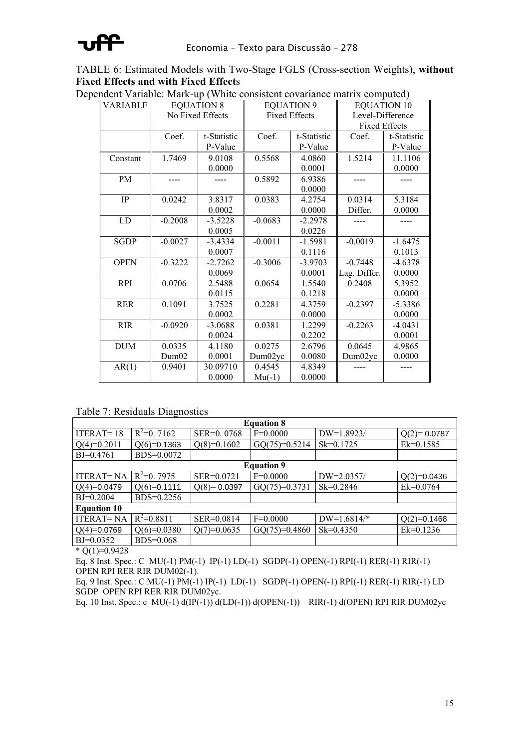TABLE 6: Estimated Models with Two-Stage FGLS (Cross-section Weights), **without Fixed Effects and with Fixed Effect**s

Dependent Variable: Mark-up (White consistent covariance matrix computed)

| VARIABLE | EQUATION 8 No Fixed Effects | | EQUATION 9 Fixed Effects | | EQUATION 10 Level-Difference Fixed Effects | |
|---|---|---|---|---|---|---|
| | Coef. | t-Statistic P-Value | Coef. | t-Statistic P-Value | Coef. | t-Statistic P-Value |
| Constant | 1.7469 | 9.0108 0.0000 | 0.5568 | 4.0860 0.0001 | 1.5214 | 11.1106 0.0000 |
| PM | ---- | ---- | 0.5892 | 6.9386 0.0000 | ---- | ---- |
| IP | 0.0242 | 3.8317 0.0002 | 0.0383 | 4.2754 0.0000 | 0.0314 Differ. | 5.3184 0.0000 |
| LD | -0.2008 | -3.5228 0.0005 | -0.0683 | -2.2978 0.0226 | ---- | ---- |
| SGDP | -0.0027 | -3.4334 0.0007 | -0.0011 | -1.5981 0.1116 | -0.0019 | -1.6475 0.1013 |
| OPEN | -0.3222 | -2.7262 0.0069 | -0.3006 | -3.9703 0.0001 | -0.7448 Lag. Differ. | -4.6378 0.0000 |
| RPI | 0.0706 | 2.5488 0.0115 | 0.0654 | 1.5540 0.1218 | 0.2408 | 5.3952 0.0000 |
| RER | 0.1091 | 3.7525 0.0002 | 0.2281 | 4.3759 0.0000 | -0.2397 | -5.3386 0.0000 |
| RIR | -0.0920 | -3.0688 0.0024 | 0.0381 | 1.2299 0.2202 | -0.2263 | -4.0431 0.0001 |
| DUM | 0.0335 Dum02 | 4.1180 0.0001 | 0.0275 Dum02yc | 2.6796 0.0080 | 0.0645 Dum02yc | 4.9865 0.0000 |
| AR(1) | 0.9401 | 30.09710 0.0000 | 0.4545 Mu(-1) | 4.8349 0.0000 | ---- | ---- |

Table 7: Residuals Diagnostics

| **Equation 8** | | | | | |
|---|---|---|---|---|---|
| ITERAT= 18 | $R^2$=0. 7162 | SER=0. 0768 | F=0.0000 | DW=1.8923/ | Q(2)= 0.0787 |
| Q(4)=0.2011 | Q(6)=0.1363 | Q(8)=0.1602 | GQ(75)=0.5214 | Sk=0.1725 | Ek=0.1585 |
| BJ=0.4761 | BDS=0.0072 | | | | |
| **Equation 9** | | | | | |
| ITERAT= NA | $R^2$=0. 7975 | SER=0.0721 | F=0.0000 | DW=2.0357/ | Q(2)=0.0436 |
| Q(4)=0.0479 | Q(6)=0.1111 | Q(8)= 0.0397 | GQ(75)=0.3731 | Sk=0.2846 | Ek=0.0764 |
| BJ=0.2004 | BDS=0.2256 | | | | |
| **Equation 10** | | | | | |
| ITERAT= NA | $R^2$=0.8811 | SER=0.0814 | F=0.0000 | DW=1.6814/* | Q(2)=0.1468 |
| Q(4)=0.0769 | Q(6)=0.0380 | Q(7)=0.0635 | GQ(75)=0.4860 | Sk=0.4350 | Ek=0.1236 |
| BJ=0.0352 | BDS=0.068 | | | | |

* Q(1)=0.9428

Eq. 8 Inst. Spec.: C MU(-1) PM(-1) IP(-1) LD(-1) SGDP(-1) OPEN(-1) RPI(-1) RER(-1) RIR(-1) OPEN RPI RER RIR DUM02(-1).

Eq. 9 Inst. Spec.: C MU(-1) PM(-1) IP(-1) LD(-1) SGDP(-1) OPEN(-1) RPI(-1) RER(-1) RIR(-1) LD SGDP OPEN RPI RER RIR DUM02yc.

Eq. 10 Inst. Spec.: c MU(-1) d(IP(-1)) d(LD(-1)) d(OPEN(-1)) RIR(-1) d(OPEN) RPI RIR DUM02yc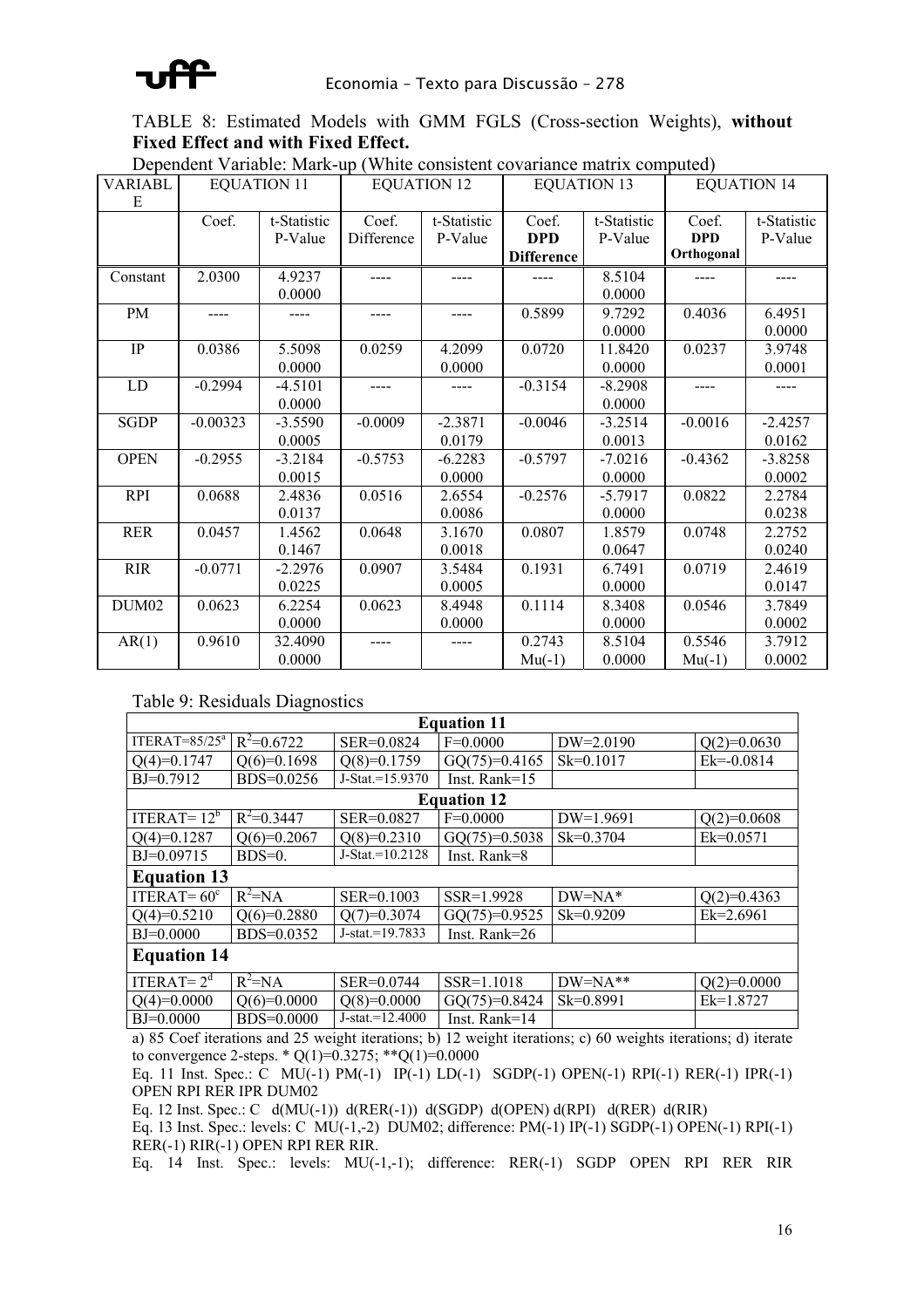TABLE 8: Estimated Models with GMM FGLS (Cross-section Weights), **without Fixed Effect and with Fixed Effect.**

Dependent Variable: Mark-up (White consistent covariance matrix computed)

| VARIABLE | EQUATION 11 | | EQUATION 12 | | EQUATION 13 | | EQUATION 14 | |
|---|---|---|---|---|---|---|---|---|
| | Coef. | t-Statistic P-Value | Coef. Difference | t-Statistic P-Value | Coef. **DPD Difference** | t-Statistic P-Value | Coef. **DPD Orthogonal** | t-Statistic P-Value |
| Constant | 2.0300 | 4.9237 0.0000 | ---- | ---- | ---- | 8.5104 0.0000 | ---- | ---- |
| PM | ---- | ---- | ---- | ---- | 0.5899 | 9.7292 0.0000 | 0.4036 | 6.4951 0.0000 |
| IP | 0.0386 | 5.5098 0.0000 | 0.0259 | 4.2099 0.0000 | 0.0720 | 11.8420 0.0000 | 0.0237 | 3.9748 0.0001 |
| LD | -0.2994 | -4.5101 0.0000 | ---- | ---- | -0.3154 | -8.2908 0.0000 | ---- | ---- |
| SGDP | -0.00323 | -3.5590 0.0005 | -0.0009 | -2.3871 0.0179 | -0.0046 | -3.2514 0.0013 | -0.0016 | -2.4257 0.0162 |
| OPEN | -0.2955 | -3.2184 0.0015 | -0.5753 | -6.2283 0.0000 | -0.5797 | -7.0216 0.0000 | -0.4362 | -3.8258 0.0002 |
| RPI | 0.0688 | 2.4836 0.0137 | 0.0516 | 2.6554 0.0086 | -0.2576 | -5.7917 0.0000 | 0.0822 | 2.2784 0.0238 |
| RER | 0.0457 | 1.4562 0.1467 | 0.0648 | 3.1670 0.0018 | 0.0807 | 1.8579 0.0647 | 0.0748 | 2.2752 0.0240 |
| RIR | -0.0771 | -2.2976 0.0225 | 0.0907 | 3.5484 0.0005 | 0.1931 | 6.7491 0.0000 | 0.0719 | 2.4619 0.0147 |
| DUM02 | 0.0623 | 6.2254 0.0000 | 0.0623 | 8.4948 0.0000 | 0.1114 | 8.3408 0.0000 | 0.0546 | 3.7849 0.0002 |
| AR(1) | 0.9610 | 32.4090 0.0000 | ---- | ---- | 0.2743 Mu(-1) | 8.5104 0.0000 | 0.5546 Mu(-1) | 3.7912 0.0002 |

Table 9: Residuals Diagnostics

| **Equation 11** | | | | | |
|---|---|---|---|---|---|
| ITERAT=85/25[a] | $R^2$=0.6722 | SER=0.0824 | F=0.0000 | DW=2.0190 | Q(2)=0.0630 |
| Q(4)=0.1747 | Q(6)=0.1698 | Q(8)=0.1759 | GQ(75)=0.4165 | Sk=0.1017 | Ek=-0.0814 |
| BJ=0.7912 | BDS=0.0256 | J-Stat.=15.9370 | Inst. Rank=15 | | |
| **Equation 12** | | | | | |
| ITERAT= 12[b] | $R^2$=0.3447 | SER=0.0827 | F=0.0000 | DW=1.9691 | Q(2)=0.0608 |
| Q(4)=0.1287 | Q(6)=0.2067 | Q(8)=0.2310 | GQ(75)=0.5038 | Sk=0.3704 | Ek=0.0571 |
| BJ=0.09715 | BDS=0. | J-Stat.=10.2128 | Inst. Rank=8 | | |
| **Equation 13** | | | | | |
| ITERAT= 60[c] | $R^2$=NA | SER=0.1003 | SSR=1.9928 | DW=NA* | Q(2)=0.4363 |
| Q(4)=0.5210 | Q(6)=0.2880 | Q(7)=0.3074 | GQ(75)=0.9525 | Sk=0.9209 | Ek=2.6961 |
| BJ=0.0000 | BDS=0.0352 | J-stat.=19.7833 | Inst. Rank=26 | | |
| **Equation 14** | | | | | |
| ITERAT= 2[d] | $R^2$=NA | SER=0.0744 | SSR=1.1018 | DW=NA** | Q(2)=0.0000 |
| Q(4)=0.0000 | Q(6)=0.0000 | Q(8)=0.0000 | GQ(75)=0.8424 | Sk=0.8991 | Ek=1.8727 |
| BJ=0.0000 | BDS=0.0000 | J-stat.=12.4000 | Inst. Rank=14 | | |

a) 85 Coef iterations and 25 weight iterations; b) 12 weight iterations; c) 60 weights iterations; d) iterate to convergence 2-steps. * Q(1)=0.3275; **Q(1)=0.0000

Eq. 11 Inst. Spec.: C MU(-1) PM(-1) IP(-1) LD(-1) SGDP(-1) OPEN(-1) RPI(-1) RER(-1) IPR(-1) OPEN RPI RER IPR DUM02

Eq. 12 Inst. Spec.: C d(MU(-1)) d(RER(-1)) d(SGDP) d(OPEN) d(RPI) d(RER) d(RIR)

Eq. 13 Inst. Spec.: levels: C MU(-1,-2) DUM02; difference: PM(-1) IP(-1) SGDP(-1) OPEN(-1) RPI(-1) RER(-1) RIR(-1) OPEN RPI RER RIR.

Eq. 14 Inst. Spec.: levels: MU(-1,-1); difference: RER(-1) SGDP OPEN RPI RER RIR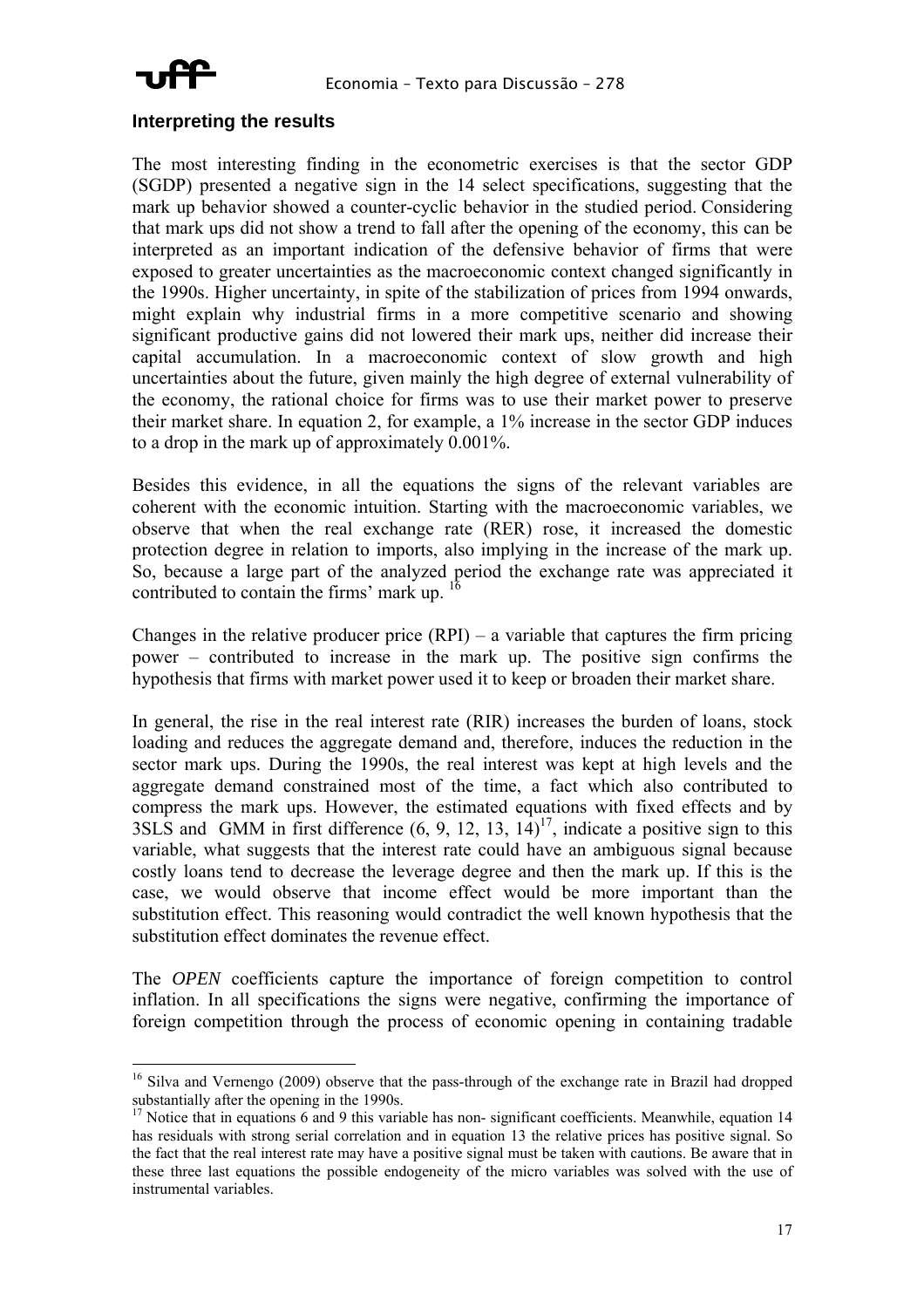### Interpreting the results

The most interesting finding in the econometric exercises is that the sector GDP (SGDP) presented a negative sign in the 14 select specifications, suggesting that the mark up behavior showed a counter-cyclic behavior in the studied period. Considering that mark ups did not show a trend to fall after the opening of the economy, this can be interpreted as an important indication of the defensive behavior of firms that were exposed to greater uncertainties as the macroeconomic context changed significantly in the 1990s. Higher uncertainty, in spite of the stabilization of prices from 1994 onwards, might explain why industrial firms in a more competitive scenario and showing significant productive gains did not lowered their mark ups, neither did increase their capital accumulation. In a macroeconomic context of slow growth and high uncertainties about the future, given mainly the high degree of external vulnerability of the economy, the rational choice for firms was to use their market power to preserve their market share. In equation 2, for example, a 1% increase in the sector GDP induces to a drop in the mark up of approximately 0.001%.

Besides this evidence, in all the equations the signs of the relevant variables are coherent with the economic intuition. Starting with the macroeconomic variables, we observe that when the real exchange rate (RER) rose, it increased the domestic protection degree in relation to imports, also implying in the increase of the mark up. So, because a large part of the analyzed period the exchange rate was appreciated it contributed to contain the firms' mark up. [16]

Changes in the relative producer price (RPI) – a variable that captures the firm pricing power – contributed to increase in the mark up. The positive sign confirms the hypothesis that firms with market power used it to keep or broaden their market share.

In general, the rise in the real interest rate (RIR) increases the burden of loans, stock loading and reduces the aggregate demand and, therefore, induces the reduction in the sector mark ups. During the 1990s, the real interest was kept at high levels and the aggregate demand constrained most of the time, a fact which also contributed to compress the mark ups. However, the estimated equations with fixed effects and by 3SLS and GMM in first difference (6, 9, 12, 13, 14)[17], indicate a positive sign to this variable, what suggests that the interest rate could have an ambiguous signal because costly loans tend to decrease the leverage degree and then the mark up. If this is the case, we would observe that income effect would be more important than the substitution effect. This reasoning would contradict the well known hypothesis that the substitution effect dominates the revenue effect.

The *OPEN* coefficients capture the importance of foreign competition to control inflation. In all specifications the signs were negative, confirming the importance of foreign competition through the process of economic opening in containing tradable

---

[16] Silva and Vernengo (2009) observe that the pass-through of the exchange rate in Brazil had dropped substantially after the opening in the 1990s.

[17] Notice that in equations 6 and 9 this variable has non- significant coefficients. Meanwhile, equation 14 has residuals with strong serial correlation and in equation 13 the relative prices has positive signal. So the fact that the real interest rate may have a positive signal must be taken with cautions. Be aware that in these three last equations the possible endogeneity of the micro variables was solved with the use of instrumental variables.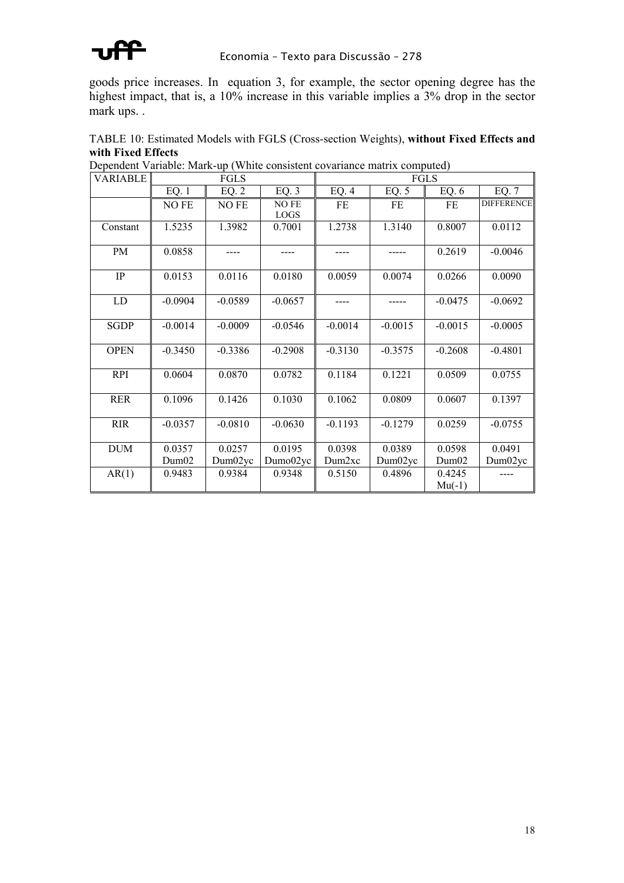goods price increases. In equation 3, for example, the sector opening degree has the highest impact, that is, a 10% increase in this variable implies a 3% drop in the sector mark ups. .

TABLE 10: Estimated Models with FGLS (Cross-section Weights), **without Fixed Effects and with Fixed Effects**

Dependent Variable: Mark-up (White consistent covariance matrix computed)

| VARIABLE | FGLS | | | FGLS | | | |
|---|---|---|---|---|---|---|---|
| | EQ. 1 | EQ. 2 | EQ. 3 | EQ. 4 | EQ. 5 | EQ. 6 | EQ. 7 |
| | NO FE | NO FE | NO FE LOGS | FE | FE | FE | DIFFERENCE |
| Constant | 1.5235 | 1.3982 | 0.7001 | 1.2738 | 1.3140 | 0.8007 | 0.0112 |
| PM | 0.0858 | ---- | ---- | ---- | ----- | 0.2619 | -0.0046 |
| IP | 0.0153 | 0.0116 | 0.0180 | 0.0059 | 0.0074 | 0.0266 | 0.0090 |
| LD | -0.0904 | -0.0589 | -0.0657 | ---- | ----- | -0.0475 | -0.0692 |
| SGDP | -0.0014 | -0.0009 | -0.0546 | -0.0014 | -0.0015 | -0.0015 | -0.0005 |
| OPEN | -0.3450 | -0.3386 | -0.2908 | -0.3130 | -0.3575 | -0.2608 | -0.4801 |
| RPI | 0.0604 | 0.0870 | 0.0782 | 0.1184 | 0.1221 | 0.0509 | 0.0755 |
| RER | 0.1096 | 0.1426 | 0.1030 | 0.1062 | 0.0809 | 0.0607 | 0.1397 |
| RIR | -0.0357 | -0.0810 | -0.0630 | -0.1193 | -0.1279 | 0.0259 | -0.0755 |
| DUM | 0.0357 Dum02 | 0.0257 Dum02yc | 0.0195 Dumo02yc | 0.0398 Dum2xc | 0.0389 Dum02yc | 0.0598 Dum02 | 0.0491 Dum02yc |
| AR(1) | 0.9483 | 0.9384 | 0.9348 | 0.5150 | 0.4896 | 0.4245 Mu(-1) | ---- |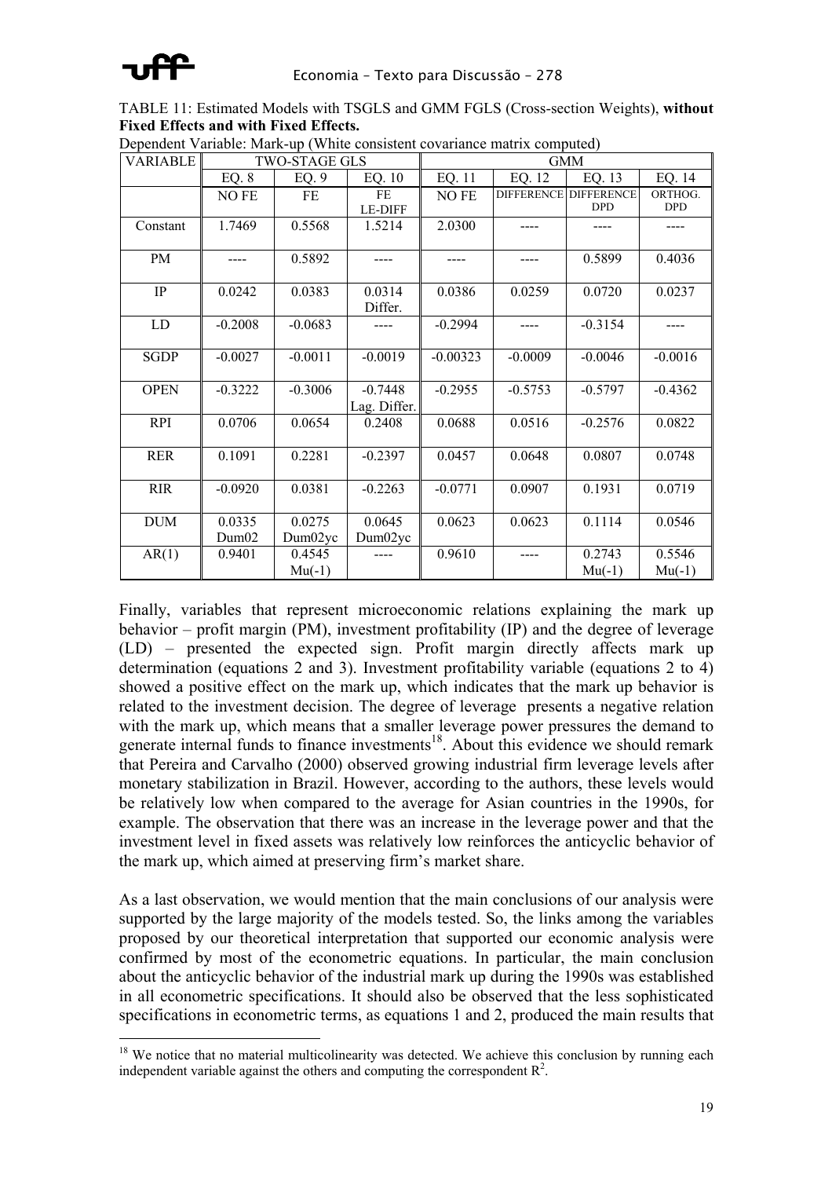TABLE 11: Estimated Models with TSGLS and GMM FGLS (Cross-section Weights), **without Fixed Effects and with Fixed Effects.**

Dependent Variable: Mark-up (White consistent covariance matrix computed)

| VARIABLE | TWO-STAGE GLS | | | GMM | | | |
|---|---|---|---|---|---|---|---|
| | EQ. 8 | EQ. 9 | EQ. 10 | EQ. 11 | EQ. 12 | EQ. 13 | EQ. 14 |
| | NO FE | FE | FE LE-DIFF | NO FE | DIFFERENCE | DIFFERENCE DPD | ORTHOG. DPD |
| Constant | 1.7469 | 0.5568 | 1.5214 | 2.0300 | ---- | ---- | ---- |
| PM | ---- | 0.5892 | ---- | ---- | ---- | 0.5899 | 0.4036 |
| IP | 0.0242 | 0.0383 | 0.0314 Differ. | 0.0386 | 0.0259 | 0.0720 | 0.0237 |
| LD | -0.2008 | -0.0683 | ---- | -0.2994 | ---- | -0.3154 | ---- |
| SGDP | -0.0027 | -0.0011 | -0.0019 | -0.00323 | -0.0009 | -0.0046 | -0.0016 |
| OPEN | -0.3222 | -0.3006 | -0.7448 Lag. Differ. | -0.2955 | -0.5753 | -0.5797 | -0.4362 |
| RPI | 0.0706 | 0.0654 | 0.2408 | 0.0688 | 0.0516 | -0.2576 | 0.0822 |
| RER | 0.1091 | 0.2281 | -0.2397 | 0.0457 | 0.0648 | 0.0807 | 0.0748 |
| RIR | -0.0920 | 0.0381 | -0.2263 | -0.0771 | 0.0907 | 0.1931 | 0.0719 |
| DUM | 0.0335 Dum02 | 0.0275 Dum02yc | 0.0645 Dum02yc | 0.0623 | 0.0623 | 0.1114 | 0.0546 |
| AR(1) | 0.9401 | 0.4545 Mu(-1) | ---- | 0.9610 | ---- | 0.2743 Mu(-1) | 0.5546 Mu(-1) |

Finally, variables that represent microeconomic relations explaining the mark up behavior – profit margin (PM), investment profitability (IP) and the degree of leverage (LD) – presented the expected sign. Profit margin directly affects mark up determination (equations 2 and 3). Investment profitability variable (equations 2 to 4) showed a positive effect on the mark up, which indicates that the mark up behavior is related to the investment decision. The degree of leverage presents a negative relation with the mark up, which means that a smaller leverage power pressures the demand to generate internal funds to finance investments[18]. About this evidence we should remark that Pereira and Carvalho (2000) observed growing industrial firm leverage levels after monetary stabilization in Brazil. However, according to the authors, these levels would be relatively low when compared to the average for Asian countries in the 1990s, for example. The observation that there was an increase in the leverage power and that the investment level in fixed assets was relatively low reinforces the anticyclic behavior of the mark up, which aimed at preserving firm's market share.

As a last observation, we would mention that the main conclusions of our analysis were supported by the large majority of the models tested. So, the links among the variables proposed by our theoretical interpretation that supported our economic analysis were confirmed by most of the econometric equations. In particular, the main conclusion about the anticyclic behavior of the industrial mark up during the 1990s was established in all econometric specifications. It should also be observed that the less sophisticated specifications in econometric terms, as equations 1 and 2, produced the main results that

[18] We notice that no material multicolinearity was detected. We achieve this conclusion by running each independent variable against the others and computing the correspondent $R^2$.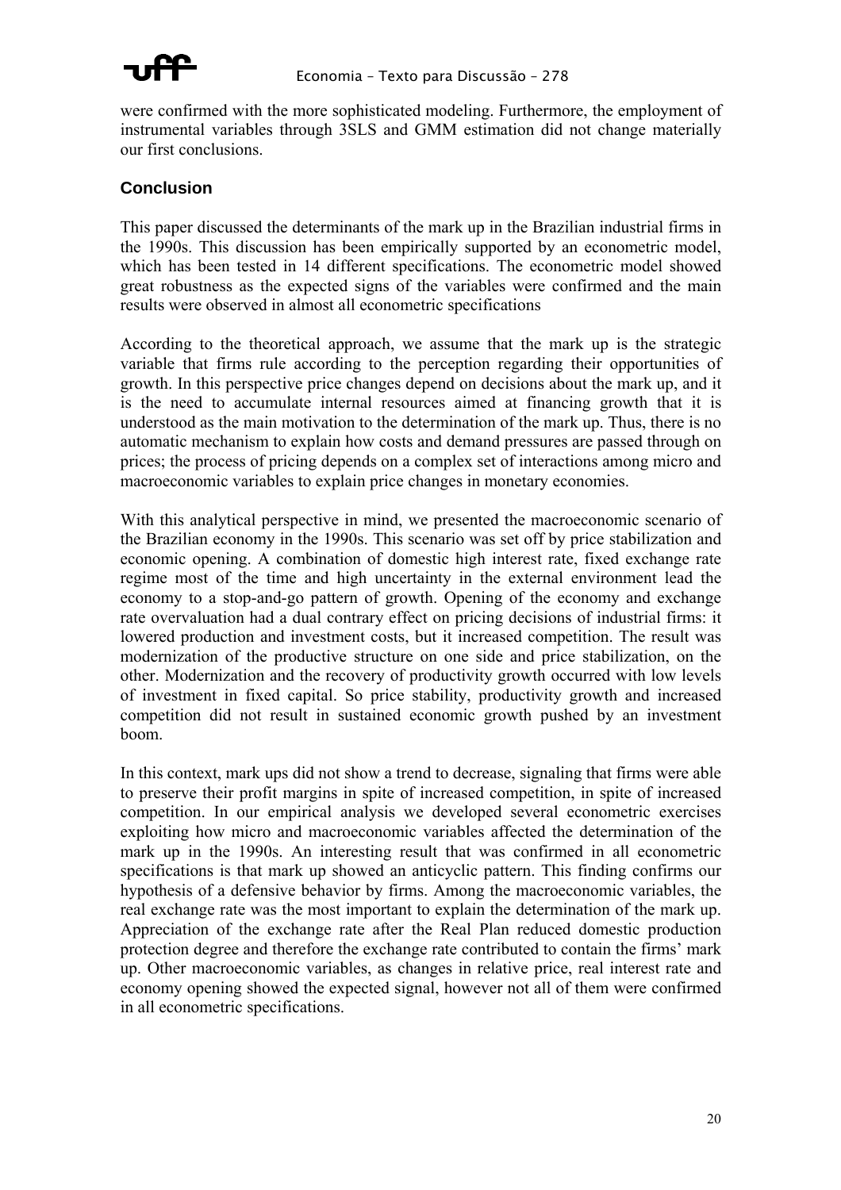were confirmed with the more sophisticated modeling. Furthermore, the employment of instrumental variables through 3SLS and GMM estimation did not change materially our first conclusions.

## Conclusion

This paper discussed the determinants of the mark up in the Brazilian industrial firms in the 1990s. This discussion has been empirically supported by an econometric model, which has been tested in 14 different specifications. The econometric model showed great robustness as the expected signs of the variables were confirmed and the main results were observed in almost all econometric specifications

According to the theoretical approach, we assume that the mark up is the strategic variable that firms rule according to the perception regarding their opportunities of growth. In this perspective price changes depend on decisions about the mark up, and it is the need to accumulate internal resources aimed at financing growth that it is understood as the main motivation to the determination of the mark up. Thus, there is no automatic mechanism to explain how costs and demand pressures are passed through on prices; the process of pricing depends on a complex set of interactions among micro and macroeconomic variables to explain price changes in monetary economies.

With this analytical perspective in mind, we presented the macroeconomic scenario of the Brazilian economy in the 1990s. This scenario was set off by price stabilization and economic opening. A combination of domestic high interest rate, fixed exchange rate regime most of the time and high uncertainty in the external environment lead the economy to a stop-and-go pattern of growth. Opening of the economy and exchange rate overvaluation had a dual contrary effect on pricing decisions of industrial firms: it lowered production and investment costs, but it increased competition. The result was modernization of the productive structure on one side and price stabilization, on the other. Modernization and the recovery of productivity growth occurred with low levels of investment in fixed capital. So price stability, productivity growth and increased competition did not result in sustained economic growth pushed by an investment boom.

In this context, mark ups did not show a trend to decrease, signaling that firms were able to preserve their profit margins in spite of increased competition, in spite of increased competition. In our empirical analysis we developed several econometric exercises exploiting how micro and macroeconomic variables affected the determination of the mark up in the 1990s. An interesting result that was confirmed in all econometric specifications is that mark up showed an anticyclic pattern. This finding confirms our hypothesis of a defensive behavior by firms. Among the macroeconomic variables, the real exchange rate was the most important to explain the determination of the mark up. Appreciation of the exchange rate after the Real Plan reduced domestic production protection degree and therefore the exchange rate contributed to contain the firms' mark up. Other macroeconomic variables, as changes in relative price, real interest rate and economy opening showed the expected signal, however not all of them were confirmed in all econometric specifications.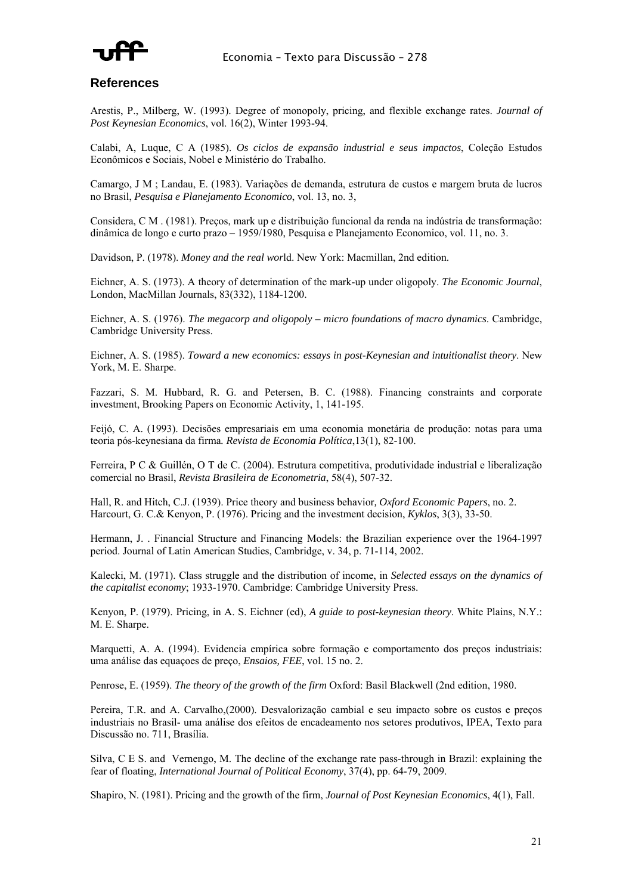## References

Arestis, P., Milberg, W. (1993). Degree of monopoly, pricing, and flexible exchange rates. *Journal of Post Keynesian Economics*, vol. 16(2), Winter 1993-94.

Calabi, A, Luque, C A (1985). *Os ciclos de expansão industrial e seus impactos*, Coleção Estudos Econômicos e Sociais, Nobel e Ministério do Trabalho.

Camargo, J M ; Landau, E. (1983). Variações de demanda, estrutura de custos e margem bruta de lucros no Brasil, *Pesquisa e Planejamento Economico*, vol. 13, no. 3,

Considera, C M . (1981). Preços, mark up e distribuição funcional da renda na indústria de transformação: dinâmica de longo e curto prazo – 1959/1980, Pesquisa e Planejamento Economico, vol. 11, no. 3.

Davidson, P. (1978). *Money and the real wor*ld. New York: Macmillan, 2nd edition.

Eichner, A. S. (1973). A theory of determination of the mark-up under oligopoly. *The Economic Journal*, London, MacMillan Journals, 83(332), 1184-1200.

Eichner, A. S. (1976). *The megacorp and oligopoly – micro foundations of macro dynamics*. Cambridge, Cambridge University Press.

Eichner, A. S. (1985). *Toward a new economics: essays in post-Keynesian and intuitionalist theory*. New York, M. E. Sharpe.

Fazzari, S. M. Hubbard, R. G. and Petersen, B. C. (1988). Financing constraints and corporate investment, Brooking Papers on Economic Activity, 1, 141-195.

Feijó, C. A. (1993). Decisões empresariais em uma economia monetária de produção: notas para uma teoria pós-keynesiana da firma*. Revista de Economia Política*,13(1), 82-100.

Ferreira, P C & Guillén, O T de C. (2004). Estrutura competitiva, produtividade industrial e liberalização comercial no Brasil, *Revista Brasileira de Econometria*, 58(4), 507-32.

Hall, R. and Hitch, C.J. (1939). Price theory and business behavior*, Oxford Economic Papers*, no. 2.
Harcourt, G. C.& Kenyon, P. (1976). Pricing and the investment decision, *Kyklos*, 3(3), 33-50.

Hermann, J. . Financial Structure and Financing Models: the Brazilian experience over the 1964-1997 period. Journal of Latin American Studies, Cambridge, v. 34, p. 71-114, 2002.

Kalecki, M. (1971). Class struggle and the distribution of income, in *Selected essays on the dynamics of the capitalist economy*; 1933-1970. Cambridge: Cambridge University Press.

Kenyon, P. (1979). Pricing, in A. S. Eichner (ed), *A guide to post-keynesian theory*. White Plains, N.Y.: M. E. Sharpe.

Marquetti, A. A. (1994). Evidencia empírica sobre formação e comportamento dos preços industriais: uma análise das equaçoes de preço, *Ensaios, FEE*, vol. 15 no. 2.

Penrose, E. (1959). *The theory of the growth of the firm* Oxford: Basil Blackwell (2nd edition, 1980.

Pereira, T.R. and A. Carvalho,(2000). Desvalorização cambial e seu impacto sobre os custos e preços industriais no Brasil- uma análise dos efeitos de encadeamento nos setores produtivos, IPEA, Texto para Discussão no. 711, Brasília.

Silva, C E S. and Vernengo, M. The decline of the exchange rate pass-through in Brazil: explaining the fear of floating, *International Journal of Political Economy*, 37(4), pp. 64-79, 2009.

Shapiro, N. (1981). Pricing and the growth of the firm, *Journal of Post Keynesian Economics*, 4(1), Fall.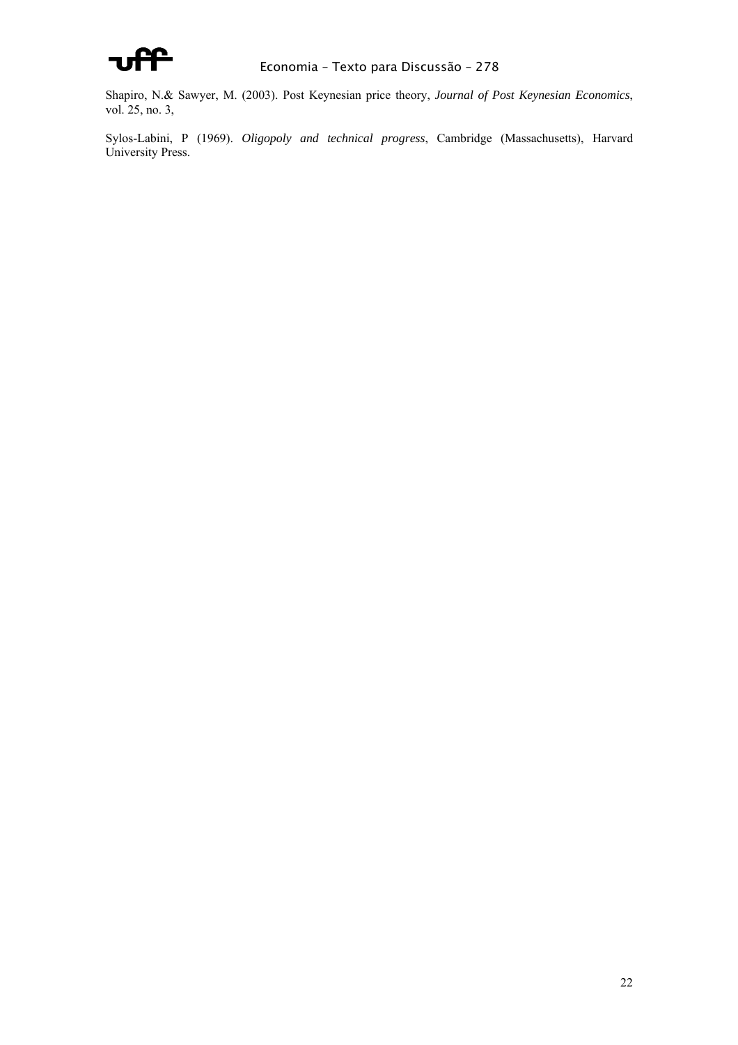Shapiro, N.& Sawyer, M. (2003). Post Keynesian price theory, *Journal of Post Keynesian Economics*, vol. 25, no. 3,

Sylos-Labini, P (1969). *Oligopoly and technical progress*, Cambridge (Massachusetts), Harvard University Press.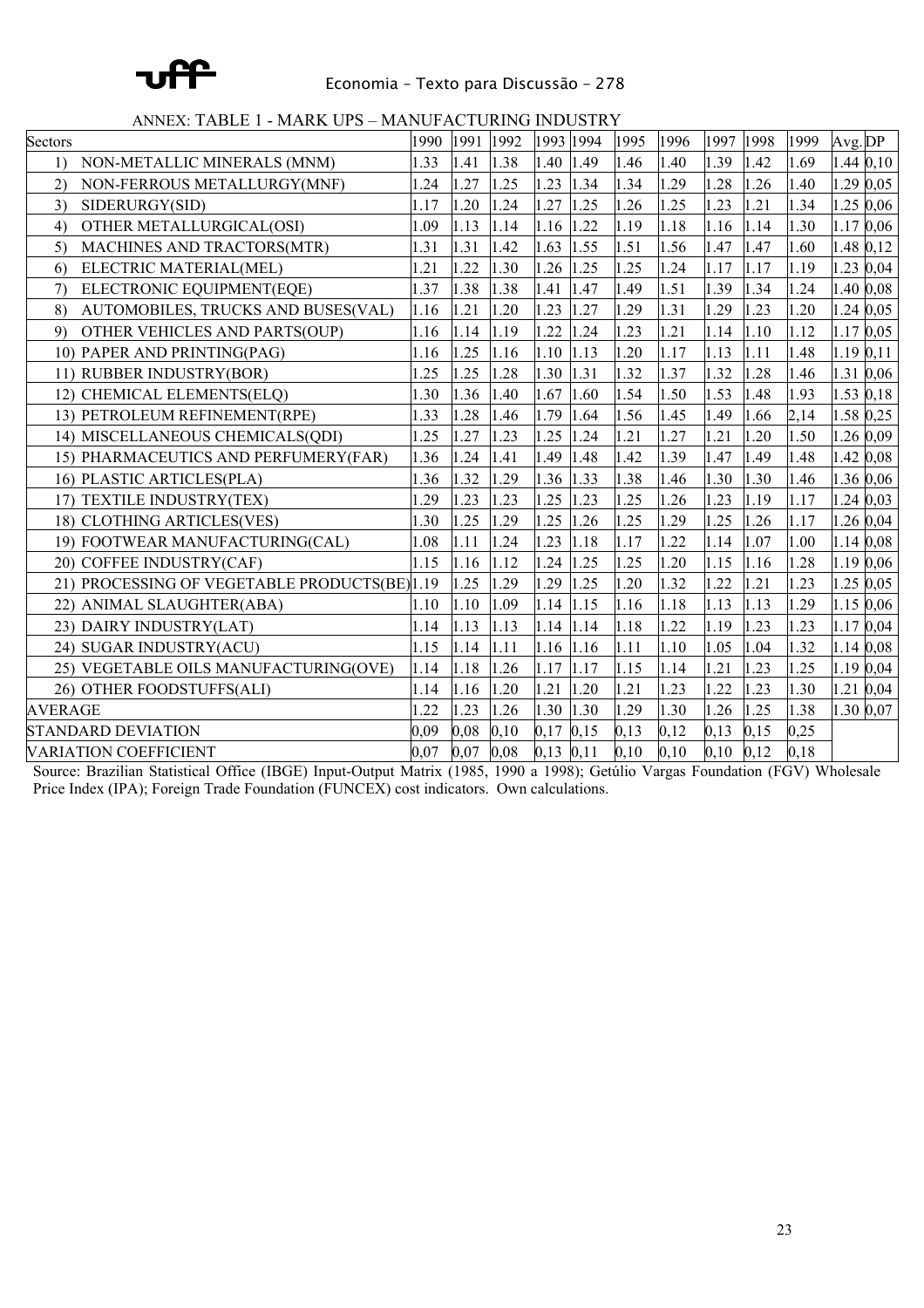ANNEX: TABLE 1 - MARK UPS – MANUFACTURING INDUSTRY

| Sectors | 1990 | 1991 | 1992 | 1993 | 1994 | 1995 | 1996 | 1997 | 1998 | 1999 | Avg. | DP |
|---|---|---|---|---|---|---|---|---|---|---|---|---|
| 1) NON-METALLIC MINERALS (MNM) | 1.33 | 1.41 | 1.38 | 1.40 | 1.49 | 1.46 | 1.40 | 1.39 | 1.42 | 1.69 | 1.44 | 0,10 |
| 2) NON-FERROUS METALLURGY(MNF) | 1.24 | 1.27 | 1.25 | 1.23 | 1.34 | 1.34 | 1.29 | 1.28 | 1.26 | 1.40 | 1.29 | 0,05 |
| 3) SIDERURGY(SID) | 1.17 | 1.20 | 1.24 | 1.27 | 1.25 | 1.26 | 1.25 | 1.23 | 1.21 | 1.34 | 1.25 | 0,06 |
| 4) OTHER METALLURGICAL(OSI) | 1.09 | 1.13 | 1.14 | 1.16 | 1.22 | 1.19 | 1.18 | 1.16 | 1.14 | 1.30 | 1.17 | 0,06 |
| 5) MACHINES AND TRACTORS(MTR) | 1.31 | 1.31 | 1.42 | 1.63 | 1.55 | 1.51 | 1.56 | 1.47 | 1.47 | 1.60 | 1.48 | 0,12 |
| 6) ELECTRIC MATERIAL(MEL) | 1.21 | 1.22 | 1.30 | 1.26 | 1.25 | 1.25 | 1.24 | 1.17 | 1.17 | 1.19 | 1.23 | 0,04 |
| 7) ELECTRONIC EQUIPMENT(EQE) | 1.37 | 1.38 | 1.38 | 1.41 | 1.47 | 1.49 | 1.51 | 1.39 | 1.34 | 1.24 | 1.40 | 0,08 |
| 8) AUTOMOBILES, TRUCKS AND BUSES(VAL) | 1.16 | 1.21 | 1.20 | 1.23 | 1.27 | 1.29 | 1.31 | 1.29 | 1.23 | 1.20 | 1.24 | 0,05 |
| 9) OTHER VEHICLES AND PARTS(OUP) | 1.16 | 1.14 | 1.19 | 1.22 | 1.24 | 1.23 | 1.21 | 1.14 | 1.10 | 1.12 | 1.17 | 0,05 |
| 10) PAPER AND PRINTING(PAG) | 1.16 | 1.25 | 1.16 | 1.10 | 1.13 | 1.20 | 1.17 | 1.13 | 1.11 | 1.48 | 1.19 | 0,11 |
| 11) RUBBER INDUSTRY(BOR) | 1.25 | 1.25 | 1.28 | 1.30 | 1.31 | 1.32 | 1.37 | 1.32 | 1.28 | 1.46 | 1.31 | 0,06 |
| 12) CHEMICAL ELEMENTS(ELQ) | 1.30 | 1.36 | 1.40 | 1.67 | 1.60 | 1.54 | 1.50 | 1.53 | 1.48 | 1.93 | 1.53 | 0,18 |
| 13) PETROLEUM REFINEMENT(RPE) | 1.33 | 1.28 | 1.46 | 1.79 | 1.64 | 1.56 | 1.45 | 1.49 | 1.66 | 2,14 | 1.58 | 0,25 |
| 14) MISCELLANEOUS CHEMICALS(QDI) | 1.25 | 1.27 | 1.23 | 1.25 | 1.24 | 1.21 | 1.27 | 1.21 | 1.20 | 1.50 | 1.26 | 0,09 |
| 15) PHARMACEUTICS AND PERFUMERY(FAR) | 1.36 | 1.24 | 1.41 | 1.49 | 1.48 | 1.42 | 1.39 | 1.47 | 1.49 | 1.48 | 1.42 | 0,08 |
| 16) PLASTIC ARTICLES(PLA) | 1.36 | 1.32 | 1.29 | 1.36 | 1.33 | 1.38 | 1.46 | 1.30 | 1.30 | 1.46 | 1.36 | 0,06 |
| 17) TEXTILE INDUSTRY(TEX) | 1.29 | 1.23 | 1.23 | 1.25 | 1.23 | 1.25 | 1.26 | 1.23 | 1.19 | 1.17 | 1.24 | 0,03 |
| 18) CLOTHING ARTICLES(VES) | 1.30 | 1.25 | 1.29 | 1.25 | 1.26 | 1.25 | 1.29 | 1.25 | 1.26 | 1.17 | 1.26 | 0,04 |
| 19) FOOTWEAR MANUFACTURING(CAL) | 1.08 | 1.11 | 1.24 | 1.23 | 1.18 | 1.17 | 1.22 | 1.14 | 1.07 | 1.00 | 1.14 | 0,08 |
| 20) COFFEE INDUSTRY(CAF) | 1.15 | 1.16 | 1.12 | 1.24 | 1.25 | 1.25 | 1.20 | 1.15 | 1.16 | 1.28 | 1.19 | 0,06 |
| 21) PROCESSING OF VEGETABLE PRODUCTS(BE) | 1.19 | 1.25 | 1.29 | 1.29 | 1.25 | 1.20 | 1.32 | 1.22 | 1.21 | 1.23 | 1.25 | 0,05 |
| 22) ANIMAL SLAUGHTER(ABA) | 1.10 | 1.10 | 1.09 | 1.14 | 1.15 | 1.16 | 1.18 | 1.13 | 1.13 | 1.29 | 1.15 | 0,06 |
| 23) DAIRY INDUSTRY(LAT) | 1.14 | 1.13 | 1.13 | 1.14 | 1.14 | 1.18 | 1.22 | 1.19 | 1.23 | 1.23 | 1.17 | 0,04 |
| 24) SUGAR INDUSTRY(ACU) | 1.15 | 1.14 | 1.11 | 1.16 | 1.16 | 1.11 | 1.10 | 1.05 | 1.04 | 1.32 | 1.14 | 0,08 |
| 25) VEGETABLE OILS MANUFACTURING(OVE) | 1.14 | 1.18 | 1.26 | 1.17 | 1.17 | 1.15 | 1.14 | 1.21 | 1.23 | 1.25 | 1.19 | 0,04 |
| 26) OTHER FOODSTUFFS(ALI) | 1.14 | 1.16 | 1.20 | 1.21 | 1.20 | 1.21 | 1.23 | 1.22 | 1.23 | 1.30 | 1.21 | 0,04 |
| AVERAGE | 1.22 | 1.23 | 1.26 | 1.30 | 1.30 | 1.29 | 1.30 | 1.26 | 1.25 | 1.38 | 1.30 | 0,07 |
| STANDARD DEVIATION | 0,09 | 0,08 | 0,10 | 0,17 | 0,15 | 0,13 | 0,12 | 0,13 | 0,15 | 0,25 | | |
| VARIATION COEFFICIENT | 0,07 | 0,07 | 0,08 | 0,13 | 0,11 | 0,10 | 0,10 | 0,10 | 0,12 | 0,18 | | |

Source: Brazilian Statistical Office (IBGE) Input-Output Matrix (1985, 1990 a 1998); Getúlio Vargas Foundation (FGV) Wholesale Price Index (IPA); Foreign Trade Foundation (FUNCEX) cost indicators. Own calculations.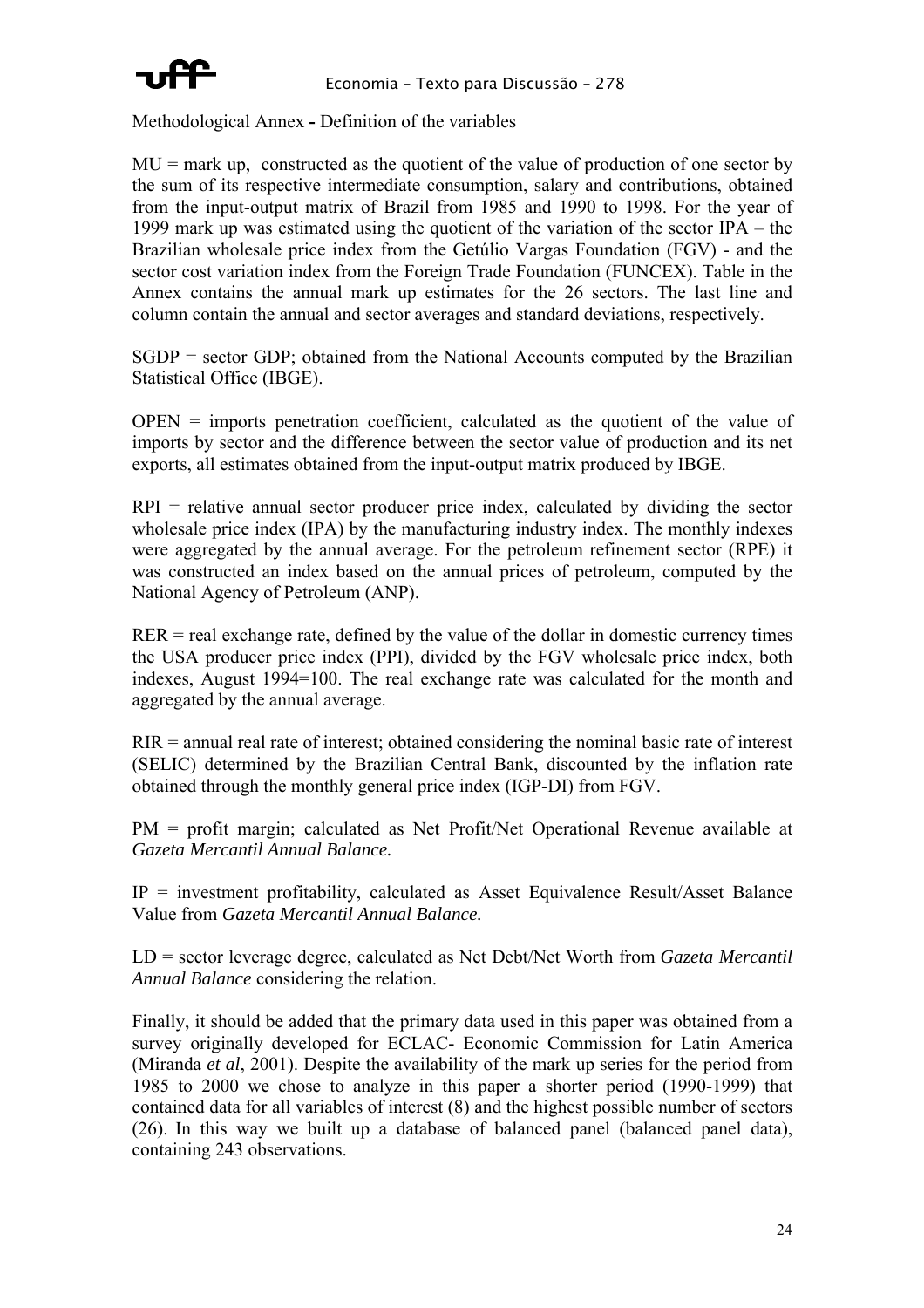Methodological Annex **-** Definition of the variables

MU = mark up, constructed as the quotient of the value of production of one sector by the sum of its respective intermediate consumption, salary and contributions, obtained from the input-output matrix of Brazil from 1985 and 1990 to 1998. For the year of 1999 mark up was estimated using the quotient of the variation of the sector IPA – the Brazilian wholesale price index from the Getúlio Vargas Foundation (FGV) - and the sector cost variation index from the Foreign Trade Foundation (FUNCEX). Table in the Annex contains the annual mark up estimates for the 26 sectors. The last line and column contain the annual and sector averages and standard deviations, respectively.

SGDP = sector GDP; obtained from the National Accounts computed by the Brazilian Statistical Office (IBGE).

OPEN = imports penetration coefficient, calculated as the quotient of the value of imports by sector and the difference between the sector value of production and its net exports, all estimates obtained from the input-output matrix produced by IBGE.

RPI = relative annual sector producer price index, calculated by dividing the sector wholesale price index (IPA) by the manufacturing industry index. The monthly indexes were aggregated by the annual average. For the petroleum refinement sector (RPE) it was constructed an index based on the annual prices of petroleum, computed by the National Agency of Petroleum (ANP).

RER = real exchange rate, defined by the value of the dollar in domestic currency times the USA producer price index (PPI), divided by the FGV wholesale price index, both indexes, August 1994=100. The real exchange rate was calculated for the month and aggregated by the annual average.

RIR = annual real rate of interest; obtained considering the nominal basic rate of interest (SELIC) determined by the Brazilian Central Bank, discounted by the inflation rate obtained through the monthly general price index (IGP-DI) from FGV.

PM = profit margin; calculated as Net Profit/Net Operational Revenue available at *Gazeta Mercantil Annual Balance.*

IP = investment profitability, calculated as Asset Equivalence Result/Asset Balance Value from *Gazeta Mercantil Annual Balance.*

LD = sector leverage degree, calculated as Net Debt/Net Worth from *Gazeta Mercantil Annual Balance* considering the relation.

Finally, it should be added that the primary data used in this paper was obtained from a survey originally developed for ECLAC- Economic Commission for Latin America (Miranda *et al*, 2001). Despite the availability of the mark up series for the period from 1985 to 2000 we chose to analyze in this paper a shorter period (1990-1999) that contained data for all variables of interest (8) and the highest possible number of sectors (26). In this way we built up a database of balanced panel (balanced panel data), containing 243 observations.